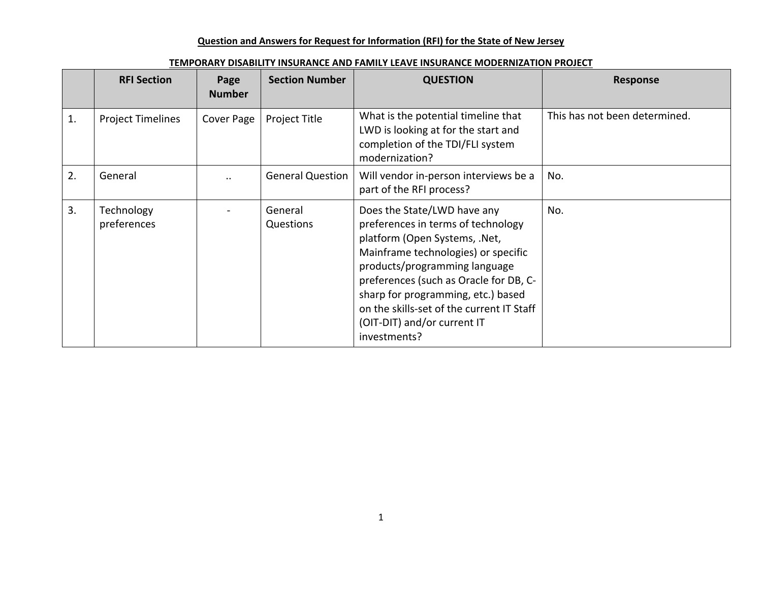# Question and Answers for Request for Information (RFI) for the State of New Jersey

## TEMPORARY DISABILITY INSURANCE AND FAMILY LEAVE INSURANCE MODERNIZATION PROJECT

| | RFI Section | Page Number | Section Number | QUESTION | Response |
|---|---|---|---|---|---|
| 1. | Project Timelines | Cover Page | Project Title | What is the potential timeline that LWD is looking at for the start and completion of the TDI/FLI system modernization? | This has not been determined. |
| 2. | General | .. | General Question | Will vendor in-person interviews be a part of the RFI process? | No. |
| 3. | Technology preferences | - | General Questions | Does the State/LWD have any preferences in terms of technology platform (Open Systems, .Net, Mainframe technologies) or specific products/programming language preferences (such as Oracle for DB, C-sharp for programming, etc.) based on the skills-set of the current IT Staff (OIT-DIT) and/or current IT investments? | No. |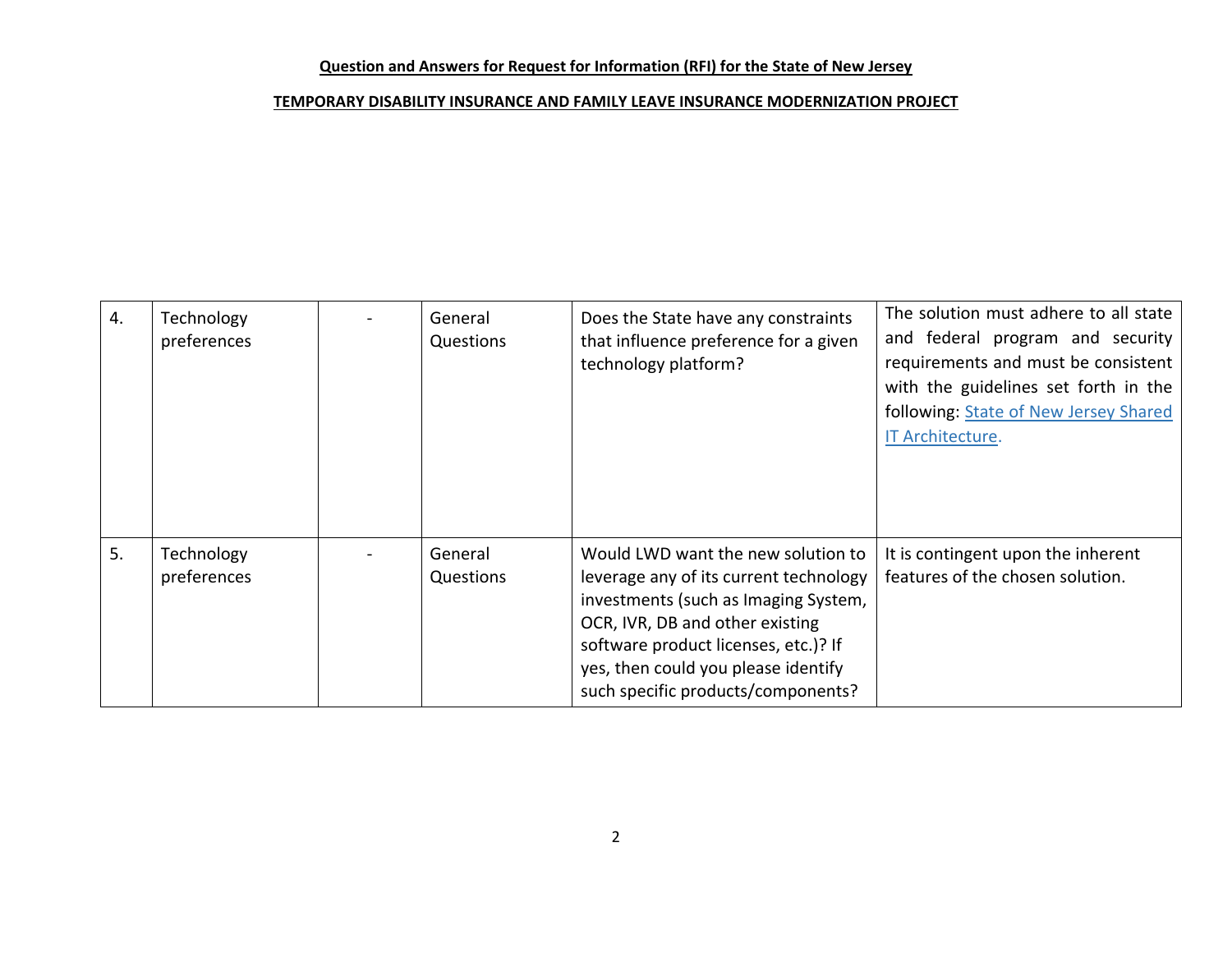**Question and Answers for Request for Information (RFI) for the State of New Jersey**

**TEMPORARY DISABILITY INSURANCE AND FAMILY LEAVE INSURANCE MODERNIZATION PROJECT**

| | | | | | |
|---|---|---|---|---|---|
| 4. | Technology preferences | - | General Questions | Does the State have any constraints that influence preference for a given technology platform? | The solution must adhere to all state and federal program and security requirements and must be consistent with the guidelines set forth in the following: State of New Jersey Shared IT Architecture. |
| 5. | Technology preferences | - | General Questions | Would LWD want the new solution to leverage any of its current technology investments (such as Imaging System, OCR, IVR, DB and other existing software product licenses, etc.)? If yes, then could you please identify such specific products/components? | It is contingent upon the inherent features of the chosen solution. |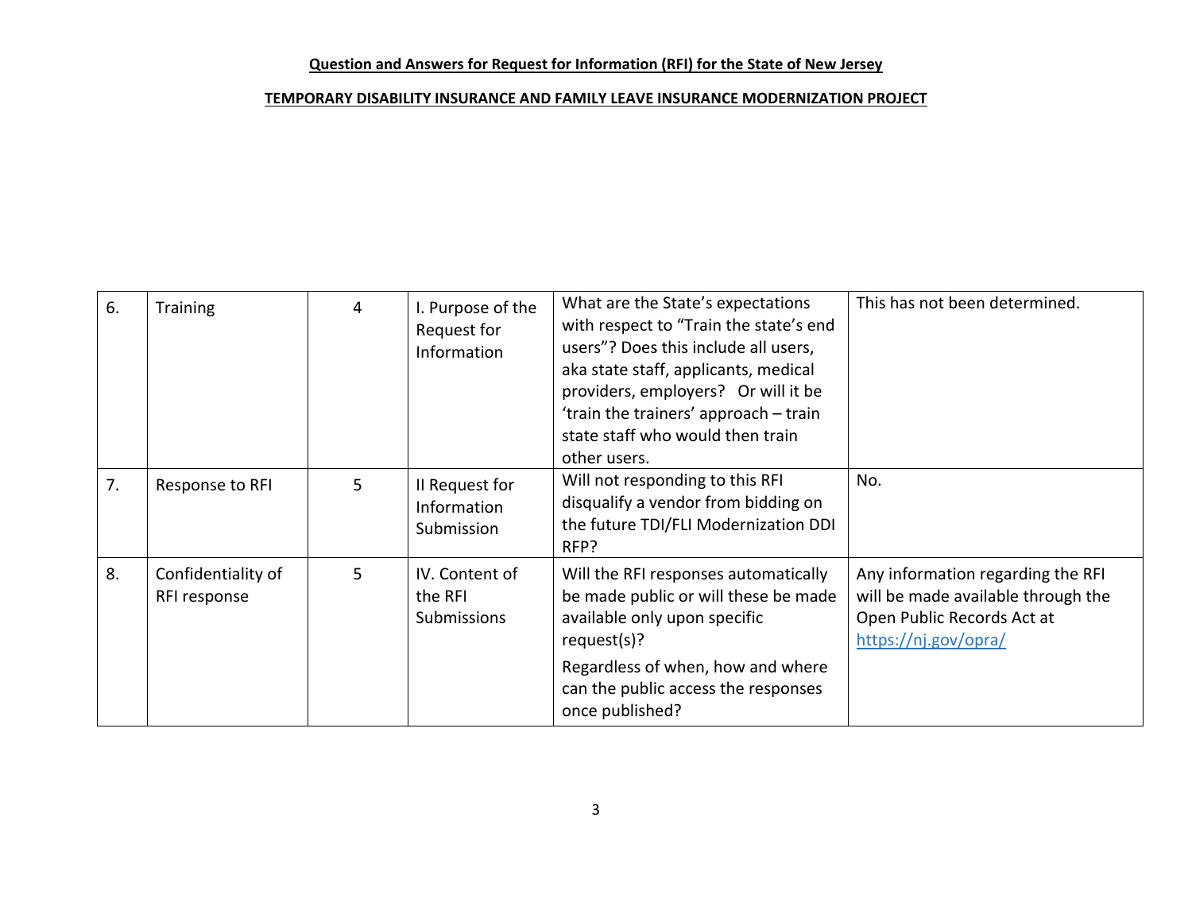**Question and Answers for Request for Information (RFI) for the State of New Jersey**

**TEMPORARY DISABILITY INSURANCE AND FAMILY LEAVE INSURANCE MODERNIZATION PROJECT**

| | | | | | |
|---|---|---|---|---|---|
| 6. | Training | 4 | I. Purpose of the Request for Information | What are the State's expectations with respect to "Train the state's end users"? Does this include all users, aka state staff, applicants, medical providers, employers? Or will it be 'train the trainers' approach – train state staff who would then train other users. | This has not been determined. |
| 7. | Response to RFI | 5 | II Request for Information Submission | Will not responding to this RFI disqualify a vendor from bidding on the future TDI/FLI Modernization DDI RFP? | No. |
| 8. | Confidentiality of RFI response | 5 | IV. Content of the RFI Submissions | Will the RFI responses automatically be made public or will these be made available only upon specific request(s)? Regardless of when, how and where can the public access the responses once published? | Any information regarding the RFI will be made available through the Open Public Records Act at https://nj.gov/opra/ |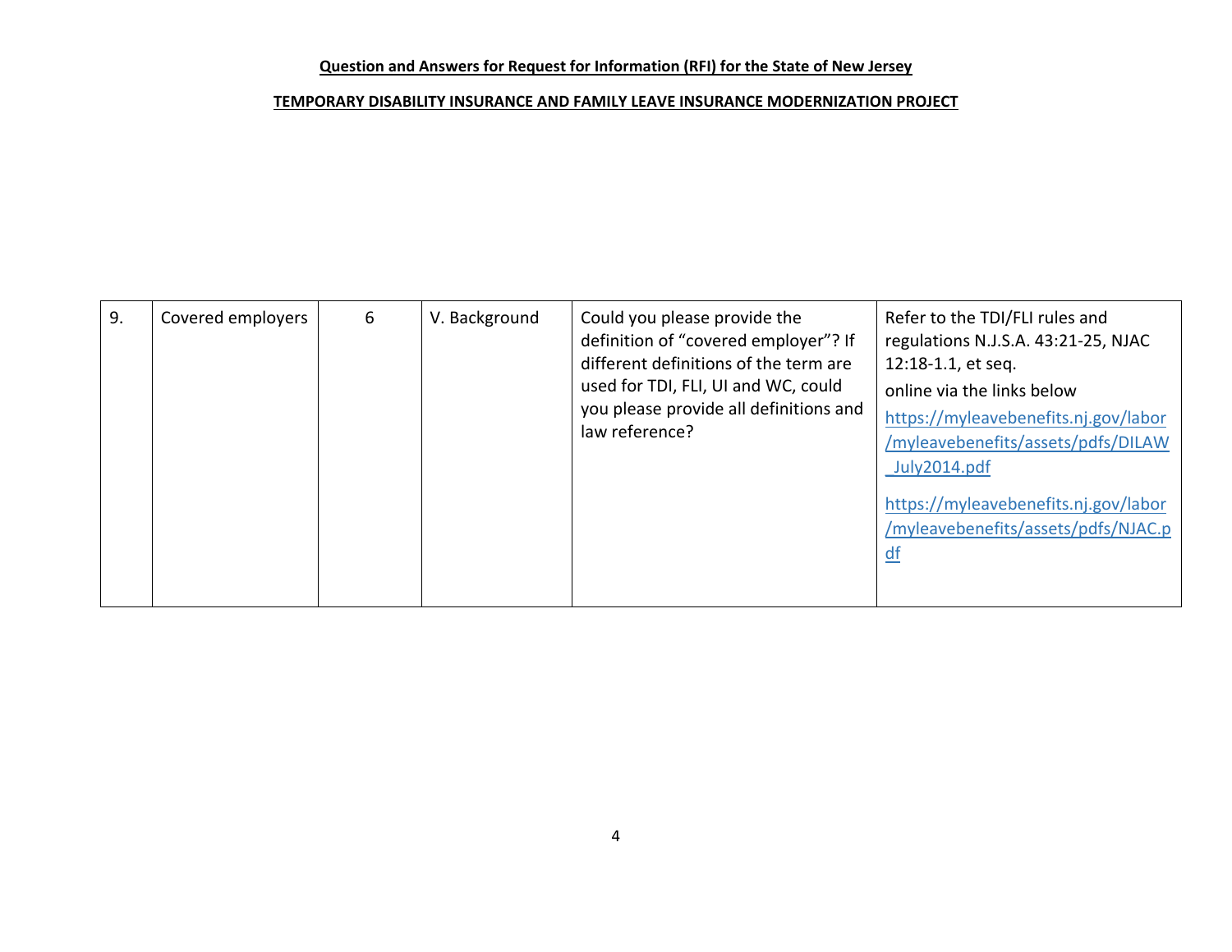**Question and Answers for Request for Information (RFI) for the State of New Jersey**

**TEMPORARY DISABILITY INSURANCE AND FAMILY LEAVE INSURANCE MODERNIZATION PROJECT**

| | | | | | |
|---|---|---|---|---|---|
| 9. | Covered employers | 6 | V. Background | Could you please provide the definition of "covered employer"? If different definitions of the term are used for TDI, FLI, UI and WC, could you please provide all definitions and law reference? | Refer to the TDI/FLI rules and regulations N.J.S.A. 43:21-25, NJAC 12:18-1.1, et seq. online via the links below https://myleavebenefits.nj.gov/labor/myleavebenefits/assets/pdfs/DILAW_July2014.pdf https://myleavebenefits.nj.gov/labor/myleavebenefits/assets/pdfs/NJAC.pdf |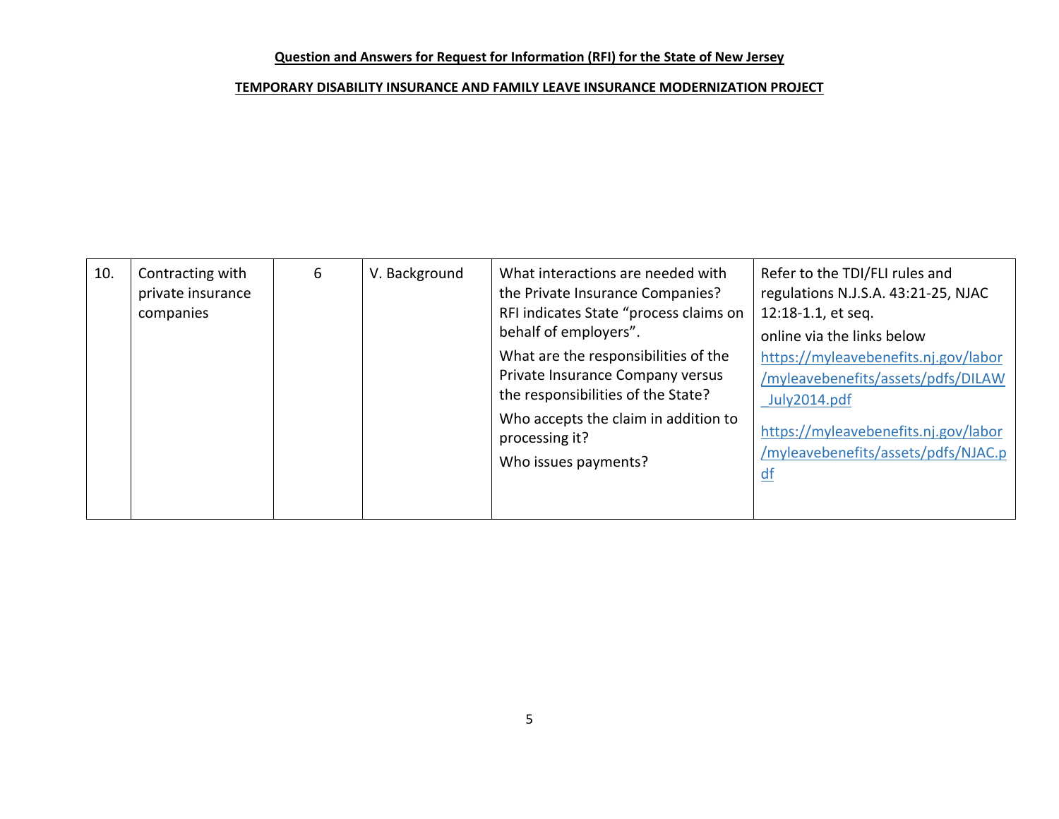**Question and Answers for Request for Information (RFI) for the State of New Jersey**

**TEMPORARY DISABILITY INSURANCE AND FAMILY LEAVE INSURANCE MODERNIZATION PROJECT**

| | | | | | |
|---|---|---|---|---|---|
| 10. | Contracting with private insurance companies | 6 | V. Background | What interactions are needed with the Private Insurance Companies? RFI indicates State "process claims on behalf of employers".<br><br>What are the responsibilities of the Private Insurance Company versus the responsibilities of the State?<br><br>Who accepts the claim in addition to processing it?<br><br>Who issues payments? | Refer to the TDI/FLI rules and regulations N.J.S.A. 43:21-25, NJAC 12:18-1.1, et seq.<br><br>online via the links below<br><br>https://myleavebenefits.nj.gov/labor/myleavebenefits/assets/pdfs/DILAW_July2014.pdf<br><br>https://myleavebenefits.nj.gov/labor/myleavebenefits/assets/pdfs/NJAC.pdf |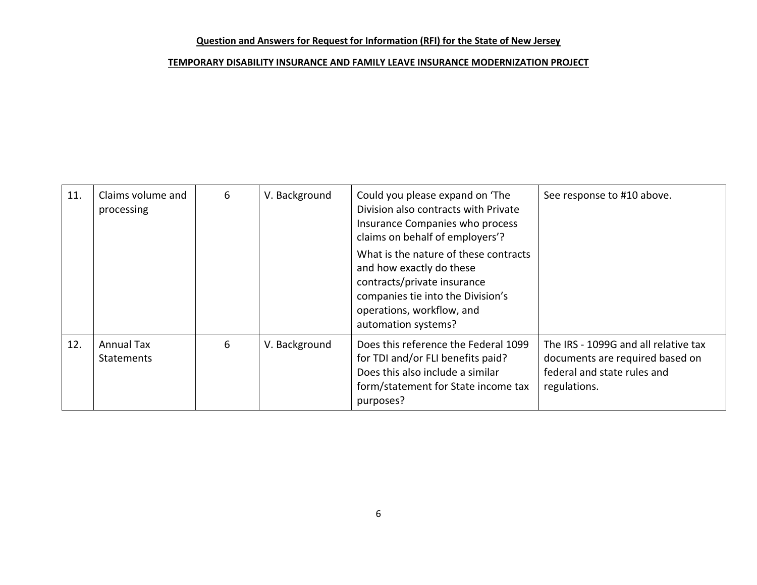**Question and Answers for Request for Information (RFI) for the State of New Jersey**

**TEMPORARY DISABILITY INSURANCE AND FAMILY LEAVE INSURANCE MODERNIZATION PROJECT**

| | | | | | |
|---|---|---|---|---|---|
| 11. | Claims volume and processing | 6 | V. Background | Could you please expand on 'The Division also contracts with Private Insurance Companies who process claims on behalf of employers'?<br>What is the nature of these contracts and how exactly do these contracts/private insurance companies tie into the Division's operations, workflow, and automation systems? | See response to #10 above. |
| 12. | Annual Tax Statements | 6 | V. Background | Does this reference the Federal 1099 for TDI and/or FLI benefits paid? Does this also include a similar form/statement for State income tax purposes? | The IRS - 1099G and all relative tax documents are required based on federal and state rules and regulations. |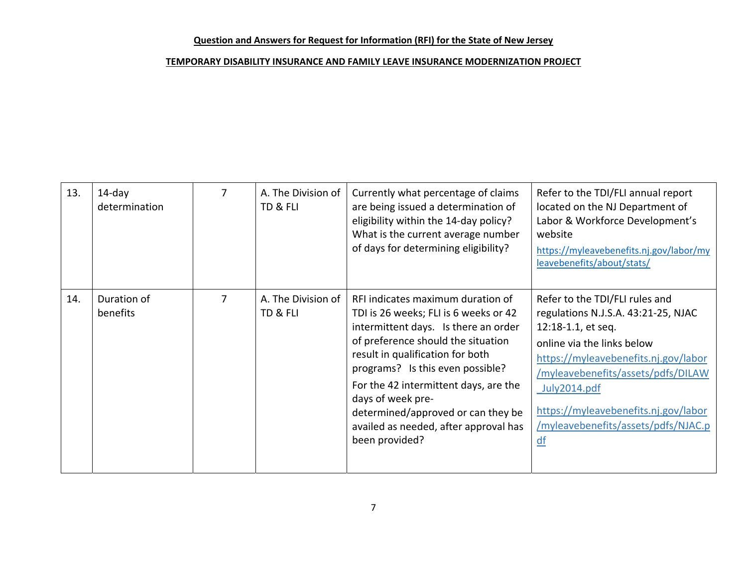**Question and Answers for Request for Information (RFI) for the State of New Jersey**

**TEMPORARY DISABILITY INSURANCE AND FAMILY LEAVE INSURANCE MODERNIZATION PROJECT**

| | | | | | |
|---|---|---|---|---|---|
| 13. | 14-day determination | 7 | A. The Division of TD & FLI | Currently what percentage of claims are being issued a determination of eligibility within the 14-day policy? What is the current average number of days for determining eligibility? | Refer to the TDI/FLI annual report located on the NJ Department of Labor & Workforce Development's website https://myleavebenefits.nj.gov/labor/myleavebenefits/about/stats/ |
| 14. | Duration of benefits | 7 | A. The Division of TD & FLI | RFI indicates maximum duration of TDI is 26 weeks; FLI is 6 weeks or 42 intermittent days. Is there an order of preference should the situation result in qualification for both programs? Is this even possible? For the 42 intermittent days, are the days of week pre-determined/approved or can they be availed as needed, after approval has been provided? | Refer to the TDI/FLI rules and regulations N.J.S.A. 43:21-25, NJAC 12:18-1.1, et seq. online via the links below https://myleavebenefits.nj.gov/labor/myleavebenefits/assets/pdfs/DILAW_July2014.pdf https://myleavebenefits.nj.gov/labor/myleavebenefits/assets/pdfs/NJAC.pdf |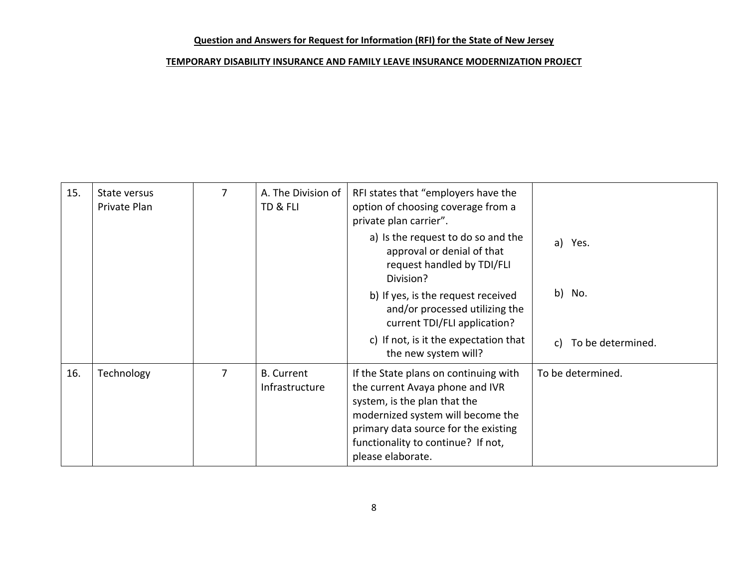**Question and Answers for Request for Information (RFI) for the State of New Jersey**

**TEMPORARY DISABILITY INSURANCE AND FAMILY LEAVE INSURANCE MODERNIZATION PROJECT**

| | | | | | |
|---|---|---|---|---|---|
| 15. | State versus Private Plan | 7 | A. The Division of TD & FLI | RFI states that "employers have the option of choosing coverage from a private plan carrier".<br>a) Is the request to do so and the approval or denial of that request handled by TDI/FLI Division?<br>b) If yes, is the request received and/or processed utilizing the current TDI/FLI application?<br>c) If not, is it the expectation that the new system will? | a) Yes.<br>b) No.<br>c) To be determined. |
| 16. | Technology | 7 | B. Current Infrastructure | If the State plans on continuing with the current Avaya phone and IVR system, is the plan that the modernized system will become the primary data source for the existing functionality to continue? If not, please elaborate. | To be determined. |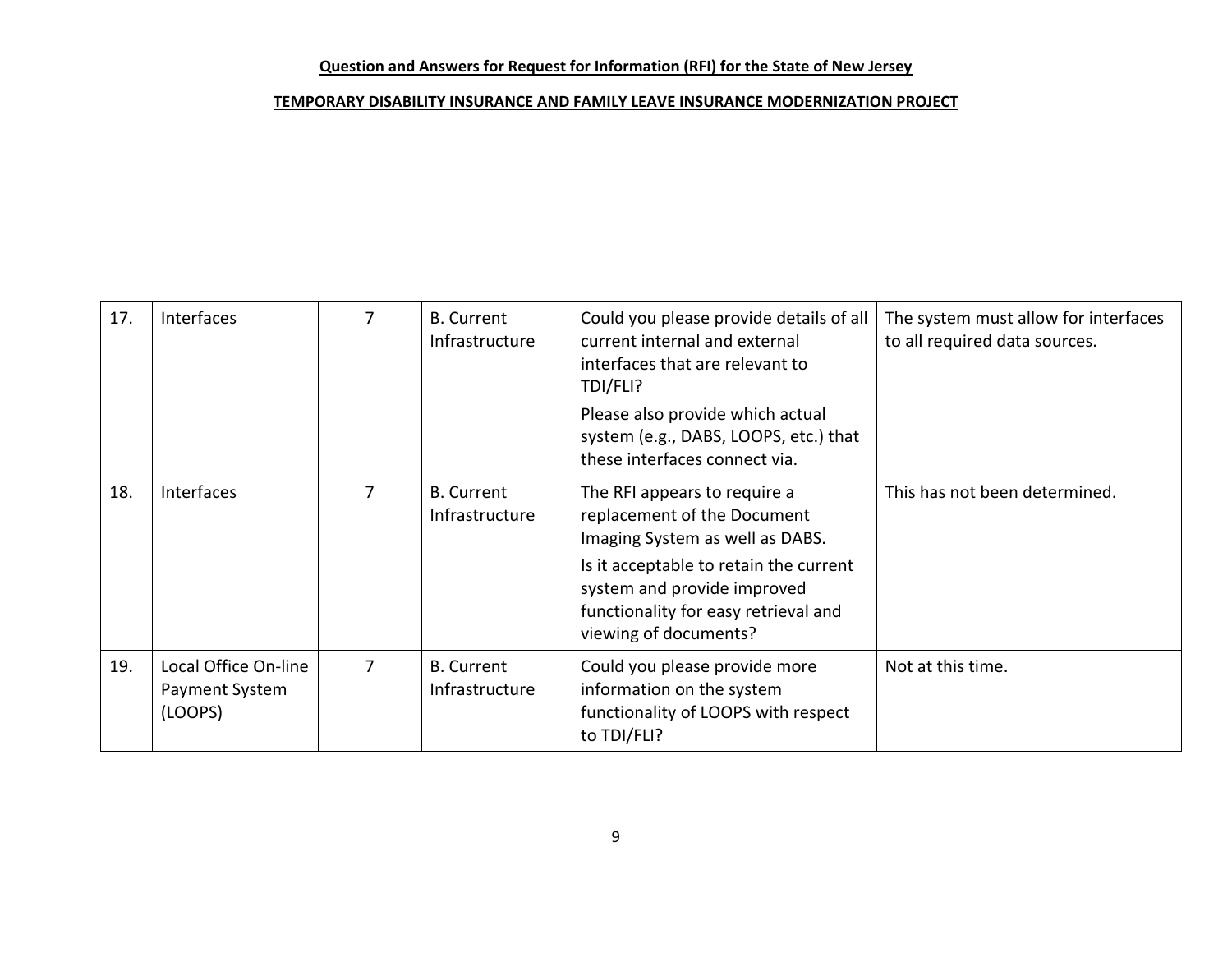| | | | | | |
|---|---|---|---|---|---|
| 17. | Interfaces | 7 | B. Current Infrastructure | Could you please provide details of all current internal and external interfaces that are relevant to TDI/FLI?<br><br>Please also provide which actual system (e.g., DABS, LOOPS, etc.) that these interfaces connect via. | The system must allow for interfaces to all required data sources. |
| 18. | Interfaces | 7 | B. Current Infrastructure | The RFI appears to require a replacement of the Document Imaging System as well as DABS.<br><br>Is it acceptable to retain the current system and provide improved functionality for easy retrieval and viewing of documents? | This has not been determined. |
| 19. | Local Office On-line Payment System (LOOPS) | 7 | B. Current Infrastructure | Could you please provide more information on the system functionality of LOOPS with respect to TDI/FLI? | Not at this time. |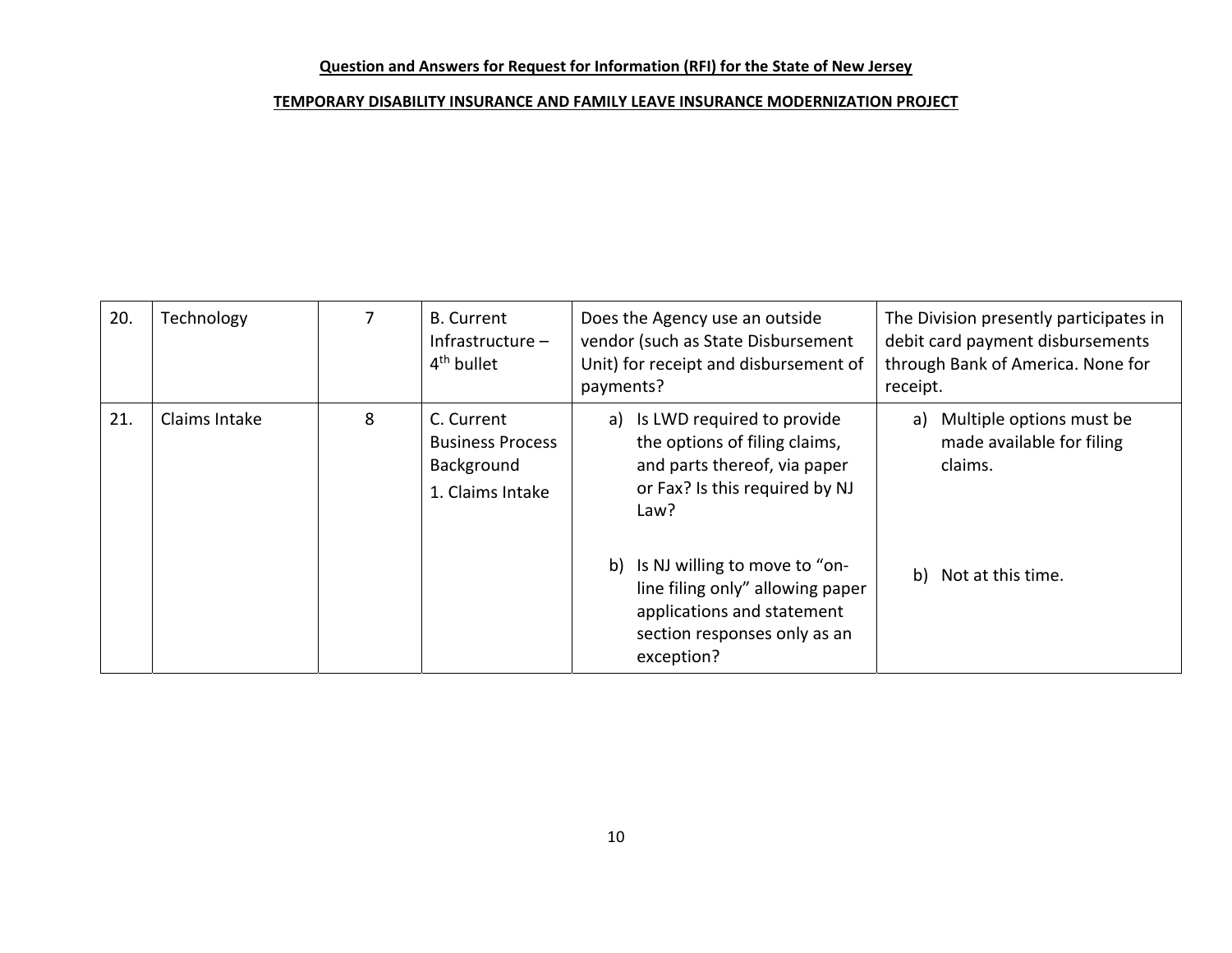**Question and Answers for Request for Information (RFI) for the State of New Jersey**

**TEMPORARY DISABILITY INSURANCE AND FAMILY LEAVE INSURANCE MODERNIZATION PROJECT**

| | | | | | |
|---|---|---|---|---|---|
| 20. | Technology | 7 | B. Current Infrastructure – 4th bullet | Does the Agency use an outside vendor (such as State Disbursement Unit) for receipt and disbursement of payments? | The Division presently participates in debit card payment disbursements through Bank of America. None for receipt. |
| 21. | Claims Intake | 8 | C. Current Business Process Background<br>1. Claims Intake | a) Is LWD required to provide the options of filing claims, and parts thereof, via paper or Fax? Is this required by NJ Law?<br><br>b) Is NJ willing to move to "on-line filing only" allowing paper applications and statement section responses only as an exception? | a) Multiple options must be made available for filing claims.<br><br>b) Not at this time. |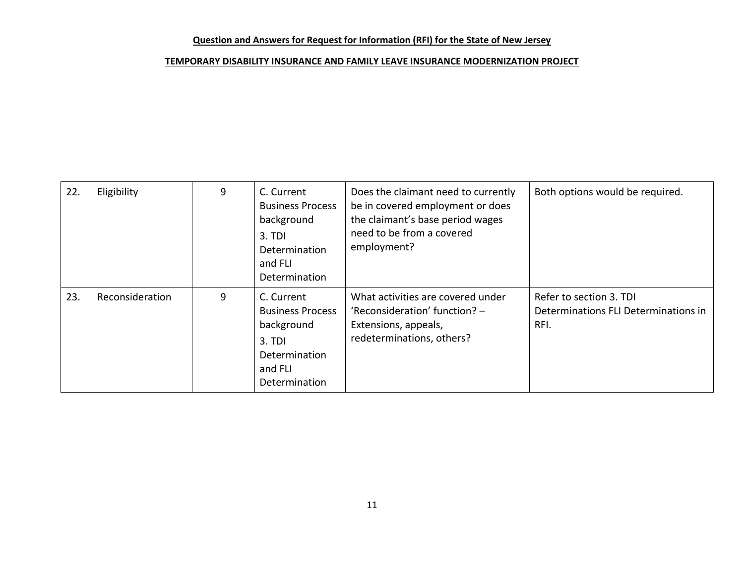**Question and Answers for Request for Information (RFI) for the State of New Jersey**

**TEMPORARY DISABILITY INSURANCE AND FAMILY LEAVE INSURANCE MODERNIZATION PROJECT**

| | | | | | |
|---|---|---|---|---|---|
| 22. | Eligibility | 9 | C. Current Business Process background<br>3. TDI Determination and FLI Determination | Does the claimant need to currently be in covered employment or does the claimant's base period wages need to be from a covered employment? | Both options would be required. |
| 23. | Reconsideration | 9 | C. Current Business Process background<br>3. TDI Determination and FLI Determination | What activities are covered under 'Reconsideration' function? – Extensions, appeals, redeterminations, others? | Refer to section 3. TDI Determinations FLI Determinations in RFI. |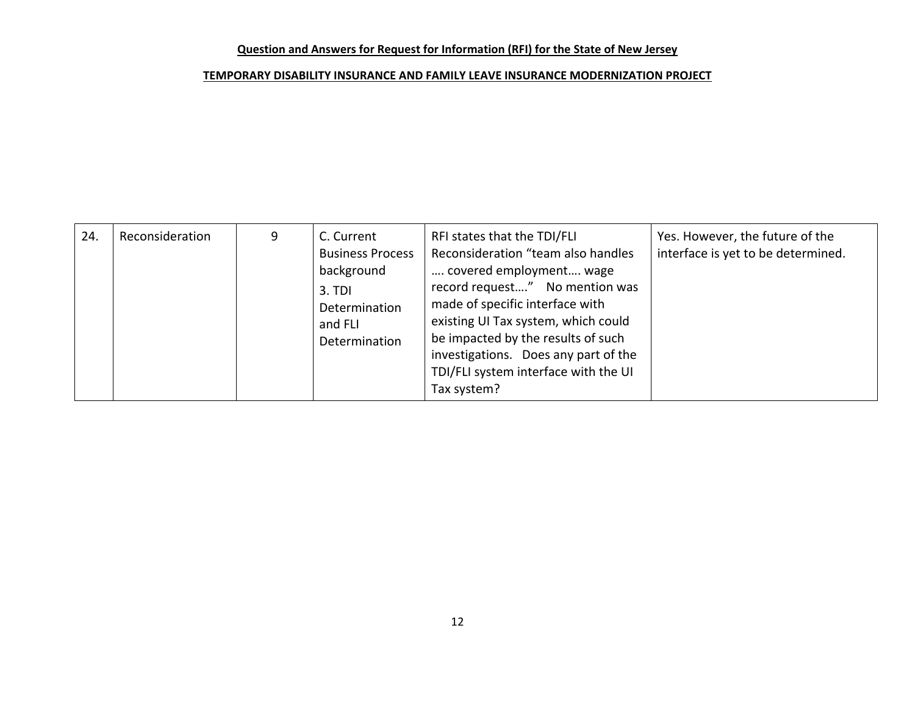**Question and Answers for Request for Information (RFI) for the State of New Jersey**

**TEMPORARY DISABILITY INSURANCE AND FAMILY LEAVE INSURANCE MODERNIZATION PROJECT**

| | | | | | |
|---|---|---|---|---|---|
| 24. | Reconsideration | 9 | C. Current Business Process background<br>3. TDI Determination and FLI Determination | RFI states that the TDI/FLI Reconsideration "team also handles …. covered employment…. wage record request…." No mention was made of specific interface with existing UI Tax system, which could be impacted by the results of such investigations. Does any part of the TDI/FLI system interface with the UI Tax system? | Yes. However, the future of the interface is yet to be determined. |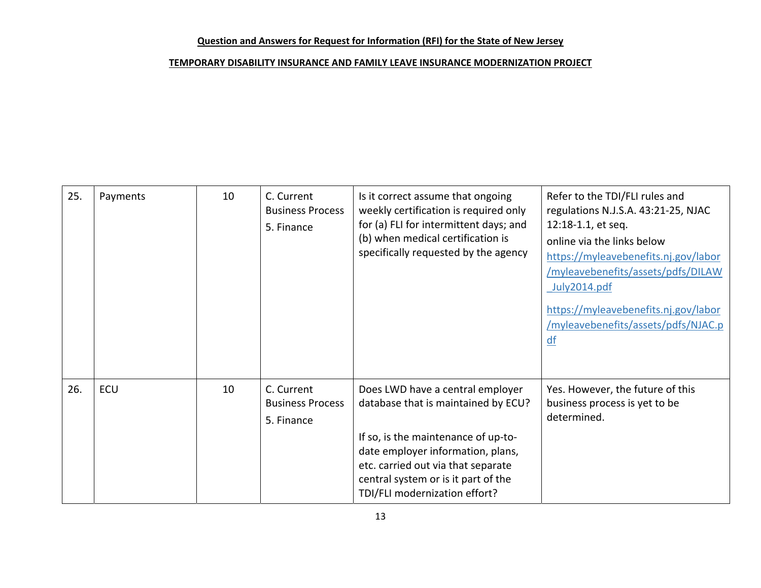**Question and Answers for Request for Information (RFI) for the State of New Jersey**

**TEMPORARY DISABILITY INSURANCE AND FAMILY LEAVE INSURANCE MODERNIZATION PROJECT**

| | | | | | |
|---|---|---|---|---|---|
| 25. | Payments | 10 | C. Current Business Process<br>5. Finance | Is it correct assume that ongoing weekly certification is required only for (a) FLI for intermittent days; and (b) when medical certification is specifically requested by the agency | Refer to the TDI/FLI rules and regulations N.J.S.A. 43:21-25, NJAC 12:18-1.1, et seq.<br>online via the links below<br>https://myleavebenefits.nj.gov/labor/myleavebenefits/assets/pdfs/DILAW_July2014.pdf<br>https://myleavebenefits.nj.gov/labor/myleavebenefits/assets/pdfs/NJAC.pdf |
| 26. | ECU | 10 | C. Current Business Process<br>5. Finance | Does LWD have a central employer database that is maintained by ECU?<br><br>If so, is the maintenance of up-to-date employer information, plans, etc. carried out via that separate central system or is it part of the TDI/FLI modernization effort? | Yes. However, the future of this business process is yet to be determined. |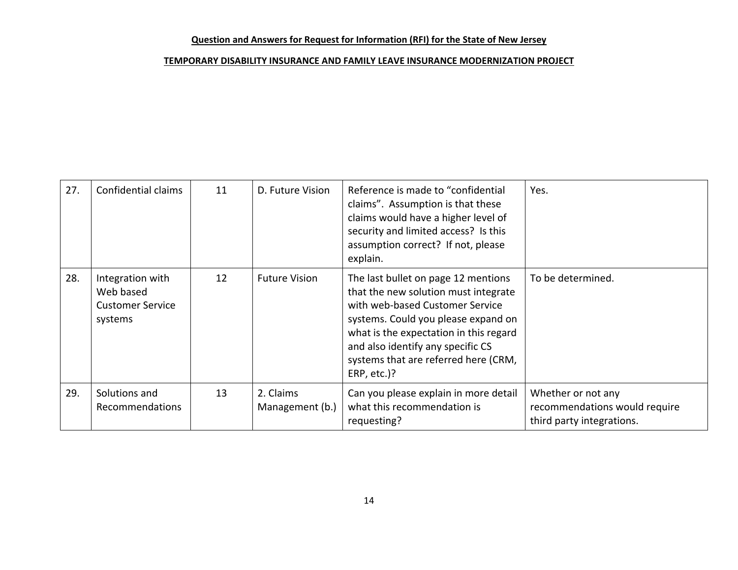**Question and Answers for Request for Information (RFI) for the State of New Jersey**

**TEMPORARY DISABILITY INSURANCE AND FAMILY LEAVE INSURANCE MODERNIZATION PROJECT**

| | | | | | |
|---|---|---|---|---|---|
| 27. | Confidential claims | 11 | D. Future Vision | Reference is made to "confidential claims". Assumption is that these claims would have a higher level of security and limited access? Is this assumption correct? If not, please explain. | Yes. |
| 28. | Integration with Web based Customer Service systems | 12 | Future Vision | The last bullet on page 12 mentions that the new solution must integrate with web-based Customer Service systems. Could you please expand on what is the expectation in this regard and also identify any specific CS systems that are referred here (CRM, ERP, etc.)? | To be determined. |
| 29. | Solutions and Recommendations | 13 | 2. Claims Management (b.) | Can you please explain in more detail what this recommendation is requesting? | Whether or not any recommendations would require third party integrations. |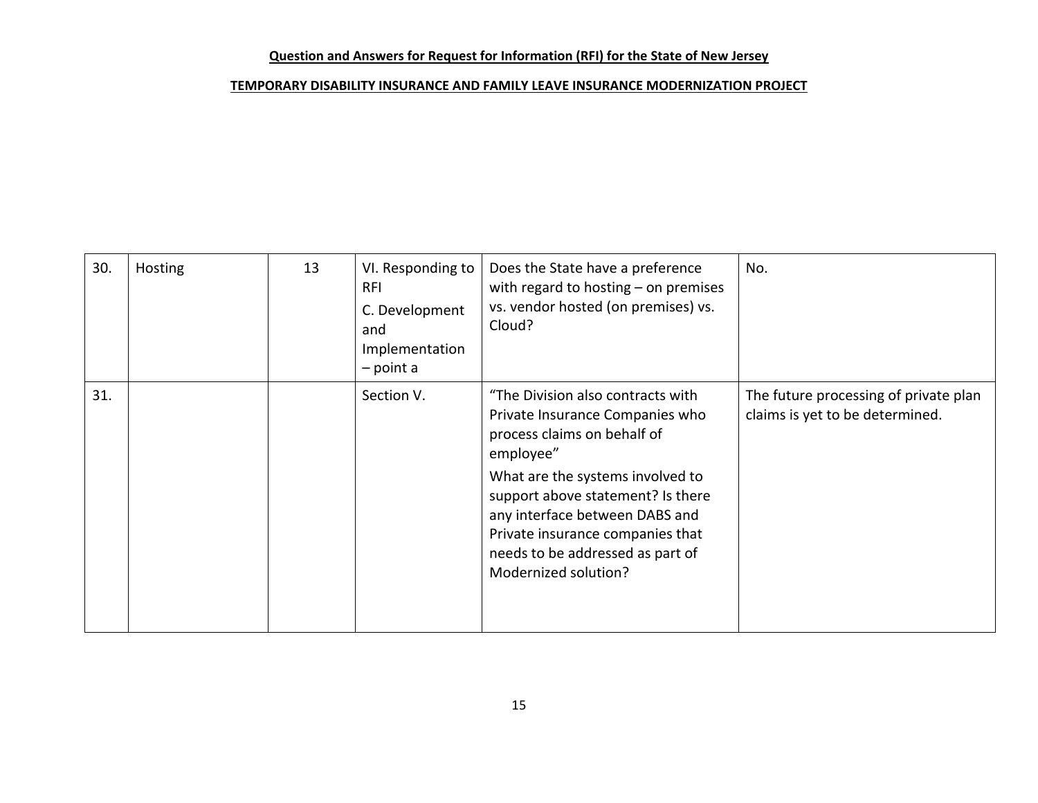**Question and Answers for Request for Information (RFI) for the State of New Jersey**

**TEMPORARY DISABILITY INSURANCE AND FAMILY LEAVE INSURANCE MODERNIZATION PROJECT**

| | | | | | |
|---|---|---|---|---|---|
| 30. | Hosting | 13 | VI. Responding to RFI<br>C. Development and Implementation – point a | Does the State have a preference with regard to hosting – on premises vs. vendor hosted (on premises) vs. Cloud? | No. |
| 31. | | | Section V. | "The Division also contracts with Private Insurance Companies who process claims on behalf of employee"<br>What are the systems involved to support above statement? Is there any interface between DABS and Private insurance companies that needs to be addressed as part of Modernized solution? | The future processing of private plan claims is yet to be determined. |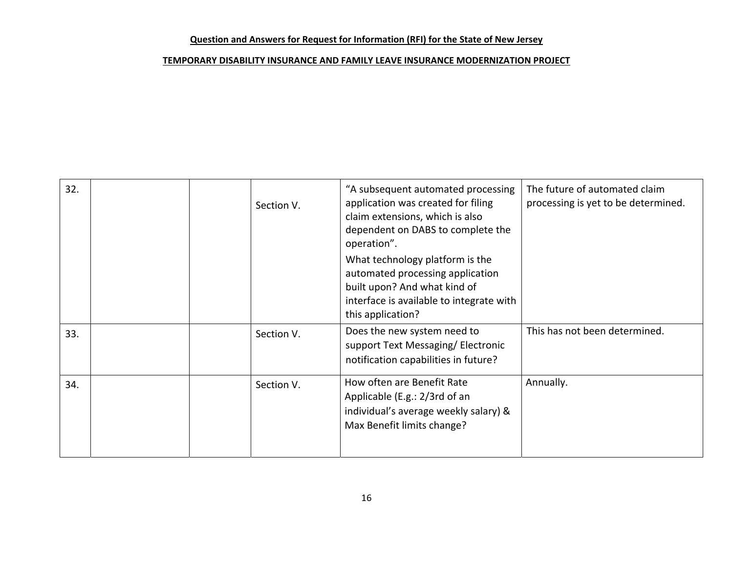**Question and Answers for Request for Information (RFI) for the State of New Jersey**

**TEMPORARY DISABILITY INSURANCE AND FAMILY LEAVE INSURANCE MODERNIZATION PROJECT**

| | | | | | |
|---|---|---|---|---|---|
| 32. | | | Section V. | "A subsequent automated processing application was created for filing claim extensions, which is also dependent on DABS to complete the operation". What technology platform is the automated processing application built upon? And what kind of interface is available to integrate with this application? | The future of automated claim processing is yet to be determined. |
| 33. | | | Section V. | Does the new system need to support Text Messaging/ Electronic notification capabilities in future? | This has not been determined. |
| 34. | | | Section V. | How often are Benefit Rate Applicable (E.g.: 2/3rd of an individual's average weekly salary) & Max Benefit limits change? | Annually. |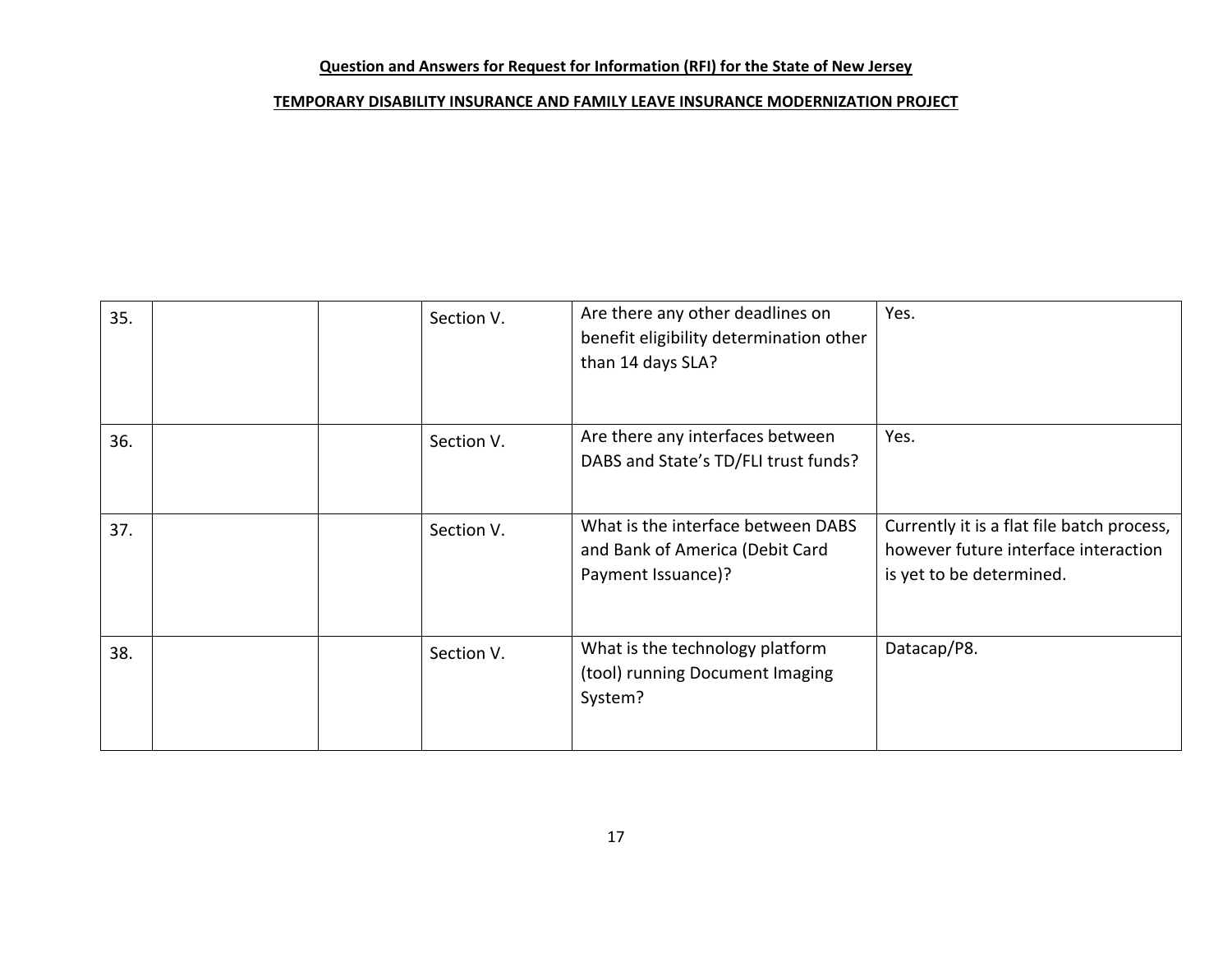**Question and Answers for Request for Information (RFI) for the State of New Jersey**

**TEMPORARY DISABILITY INSURANCE AND FAMILY LEAVE INSURANCE MODERNIZATION PROJECT**

| | | | | | |
|---|---|---|---|---|---|
| 35. | | | Section V. | Are there any other deadlines on benefit eligibility determination other than 14 days SLA? | Yes. |
| 36. | | | Section V. | Are there any interfaces between DABS and State's TD/FLI trust funds? | Yes. |
| 37. | | | Section V. | What is the interface between DABS and Bank of America (Debit Card Payment Issuance)? | Currently it is a flat file batch process, however future interface interaction is yet to be determined. |
| 38. | | | Section V. | What is the technology platform (tool) running Document Imaging System? | Datacap/P8. |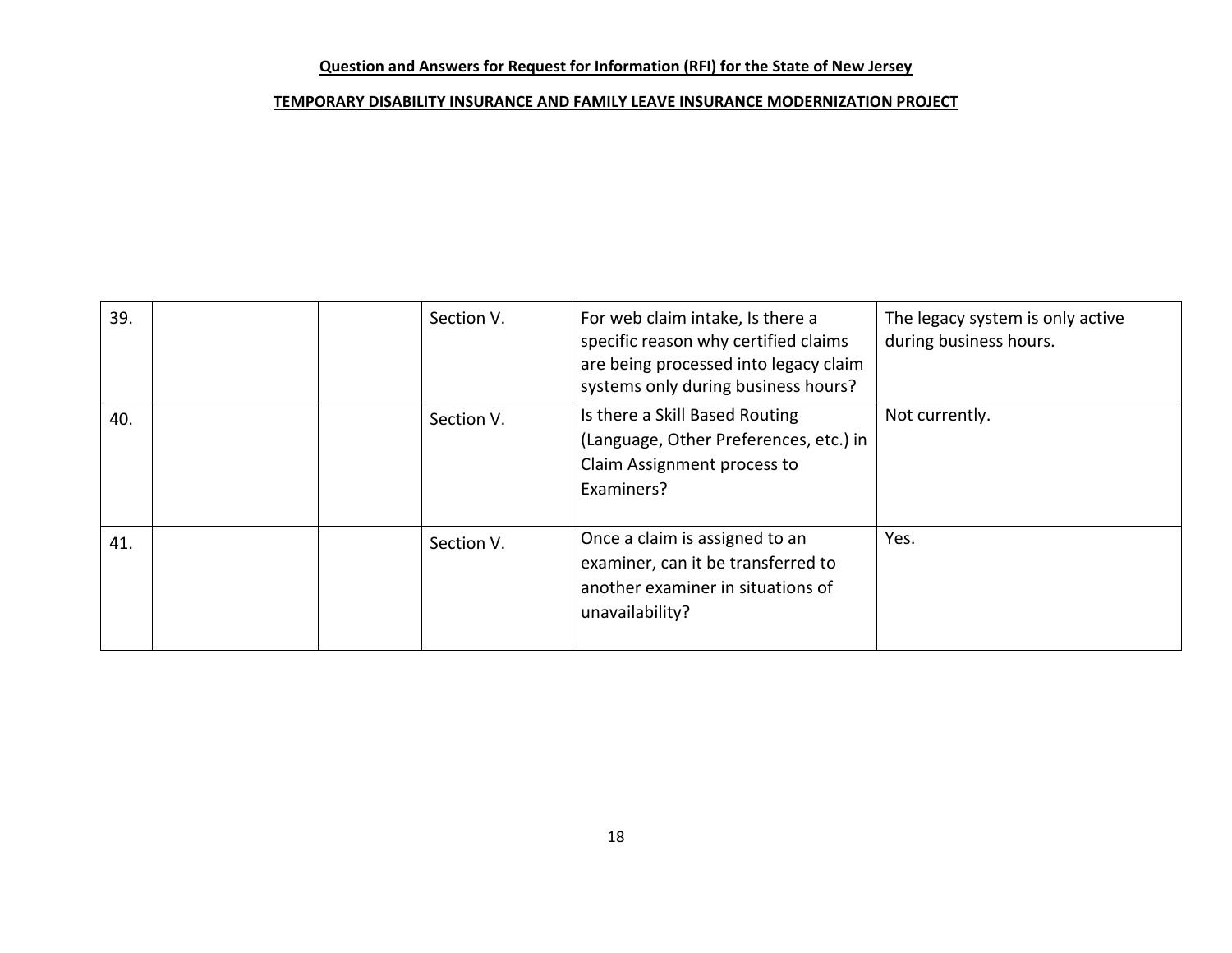**Question and Answers for Request for Information (RFI) for the State of New Jersey**

**TEMPORARY DISABILITY INSURANCE AND FAMILY LEAVE INSURANCE MODERNIZATION PROJECT**

| | | | | | |
|---|---|---|---|---|---|
| 39. | | | Section V. | For web claim intake, Is there a specific reason why certified claims are being processed into legacy claim systems only during business hours? | The legacy system is only active during business hours. |
| 40. | | | Section V. | Is there a Skill Based Routing (Language, Other Preferences, etc.) in Claim Assignment process to Examiners? | Not currently. |
| 41. | | | Section V. | Once a claim is assigned to an examiner, can it be transferred to another examiner in situations of unavailability? | Yes. |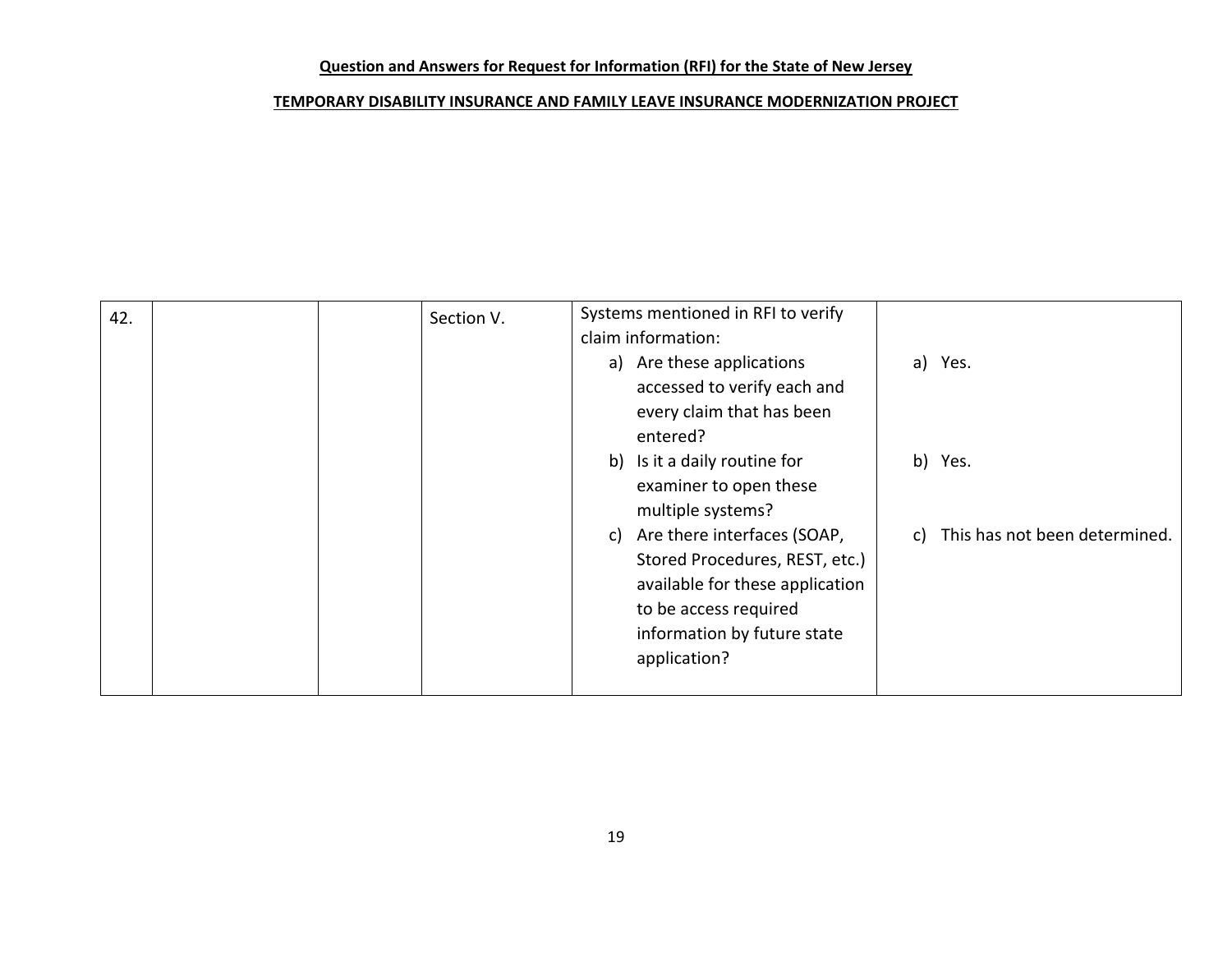**Question and Answers for Request for Information (RFI) for the State of New Jersey**

**TEMPORARY DISABILITY INSURANCE AND FAMILY LEAVE INSURANCE MODERNIZATION PROJECT**

| | | | | | |
|---|---|---|---|---|---|
| 42. | | | Section V. | Systems mentioned in RFI to verify claim information:<br>a) Are these applications accessed to verify each and every claim that has been entered?<br>b) Is it a daily routine for examiner to open these multiple systems?<br>c) Are there interfaces (SOAP, Stored Procedures, REST, etc.) available for these application to be access required information by future state application? | a) Yes.<br>b) Yes.<br>c) This has not been determined. |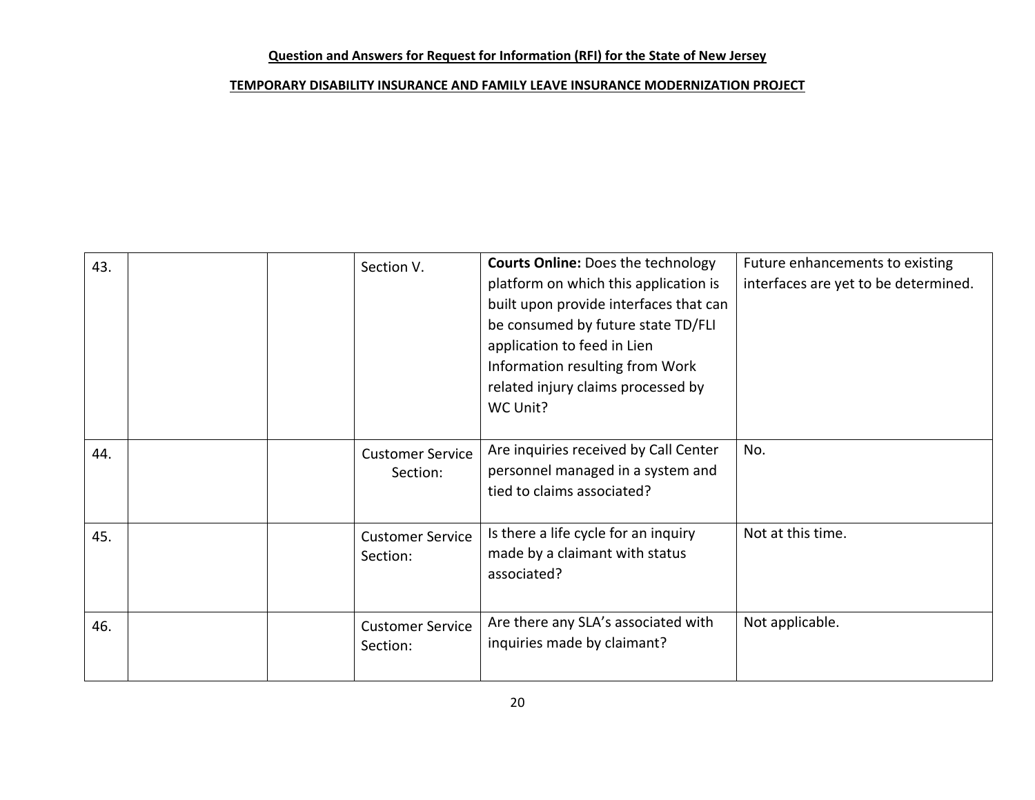**Question and Answers for Request for Information (RFI) for the State of New Jersey**

**TEMPORARY DISABILITY INSURANCE AND FAMILY LEAVE INSURANCE MODERNIZATION PROJECT**

| | | | | | |
|---|---|---|---|---|---|
| 43. | | | Section V. | **Courts Online:** Does the technology platform on which this application is built upon provide interfaces that can be consumed by future state TD/FLI application to feed in Lien Information resulting from Work related injury claims processed by WC Unit? | Future enhancements to existing interfaces are yet to be determined. |
| 44. | | | Customer Service Section: | Are inquiries received by Call Center personnel managed in a system and tied to claims associated? | No. |
| 45. | | | Customer Service Section: | Is there a life cycle for an inquiry made by a claimant with status associated? | Not at this time. |
| 46. | | | Customer Service Section: | Are there any SLA's associated with inquiries made by claimant? | Not applicable. |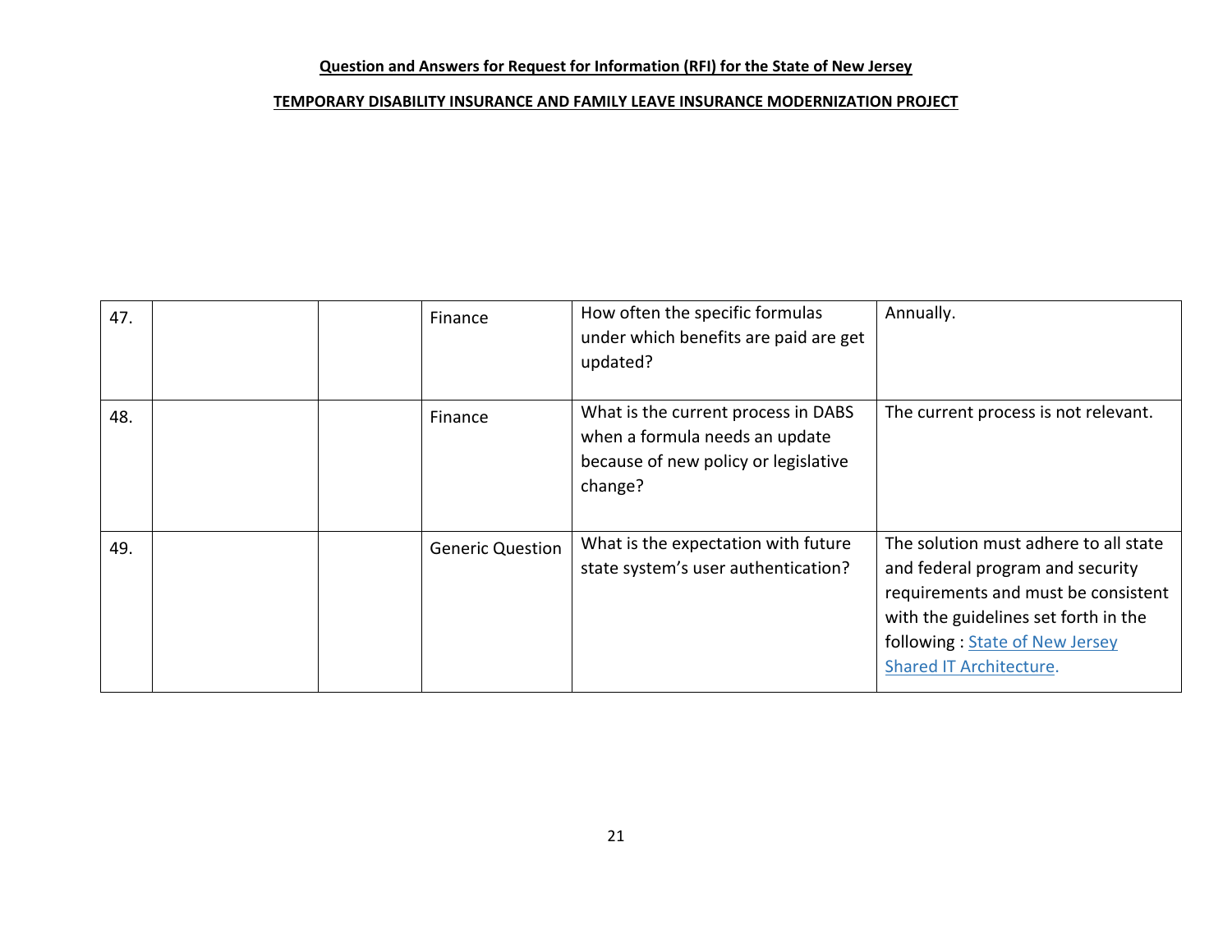**Question and Answers for Request for Information (RFI) for the State of New Jersey**

**TEMPORARY DISABILITY INSURANCE AND FAMILY LEAVE INSURANCE MODERNIZATION PROJECT**

| | | | | | |
|---|---|---|---|---|---|
| 47. | | | Finance | How often the specific formulas under which benefits are paid are get updated? | Annually. |
| 48. | | | Finance | What is the current process in DABS when a formula needs an update because of new policy or legislative change? | The current process is not relevant. |
| 49. | | | Generic Question | What is the expectation with future state system's user authentication? | The solution must adhere to all state and federal program and security requirements and must be consistent with the guidelines set forth in the following : State of New Jersey Shared IT Architecture. |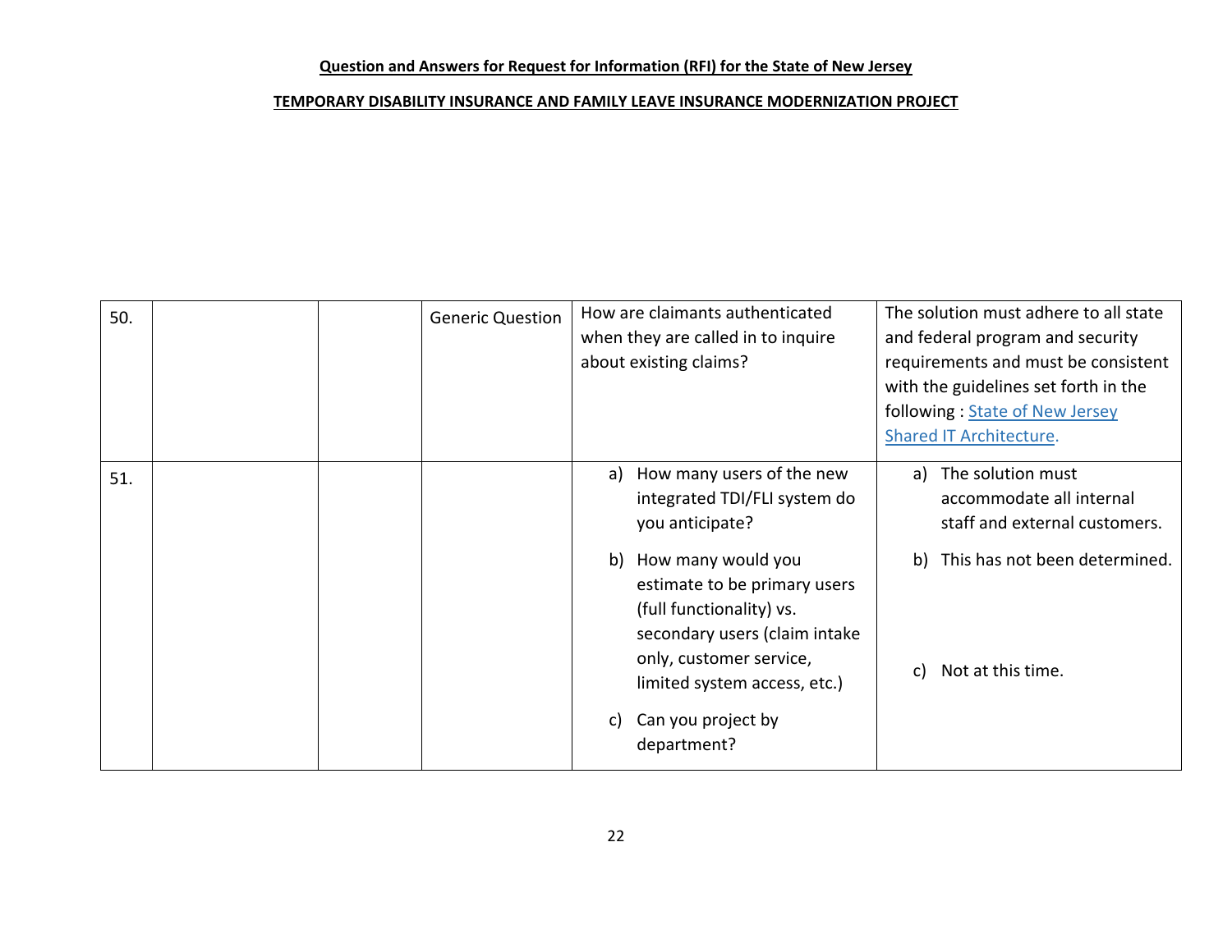**Question and Answers for Request for Information (RFI) for the State of New Jersey**

**TEMPORARY DISABILITY INSURANCE AND FAMILY LEAVE INSURANCE MODERNIZATION PROJECT**

| | | | | | |
|---|---|---|---|---|---|
| 50. | | | Generic Question | How are claimants authenticated when they are called in to inquire about existing claims? | The solution must adhere to all state and federal program and security requirements and must be consistent with the guidelines set forth in the following : [State of New Jersey Shared IT Architecture](). |
| 51. | | | | a) How many users of the new integrated TDI/FLI system do you anticipate?<br>b) How many would you estimate to be primary users (full functionality) vs. secondary users (claim intake only, customer service, limited system access, etc.)<br>c) Can you project by department? | a) The solution must accommodate all internal staff and external customers.<br>b) This has not been determined.<br>c) Not at this time. |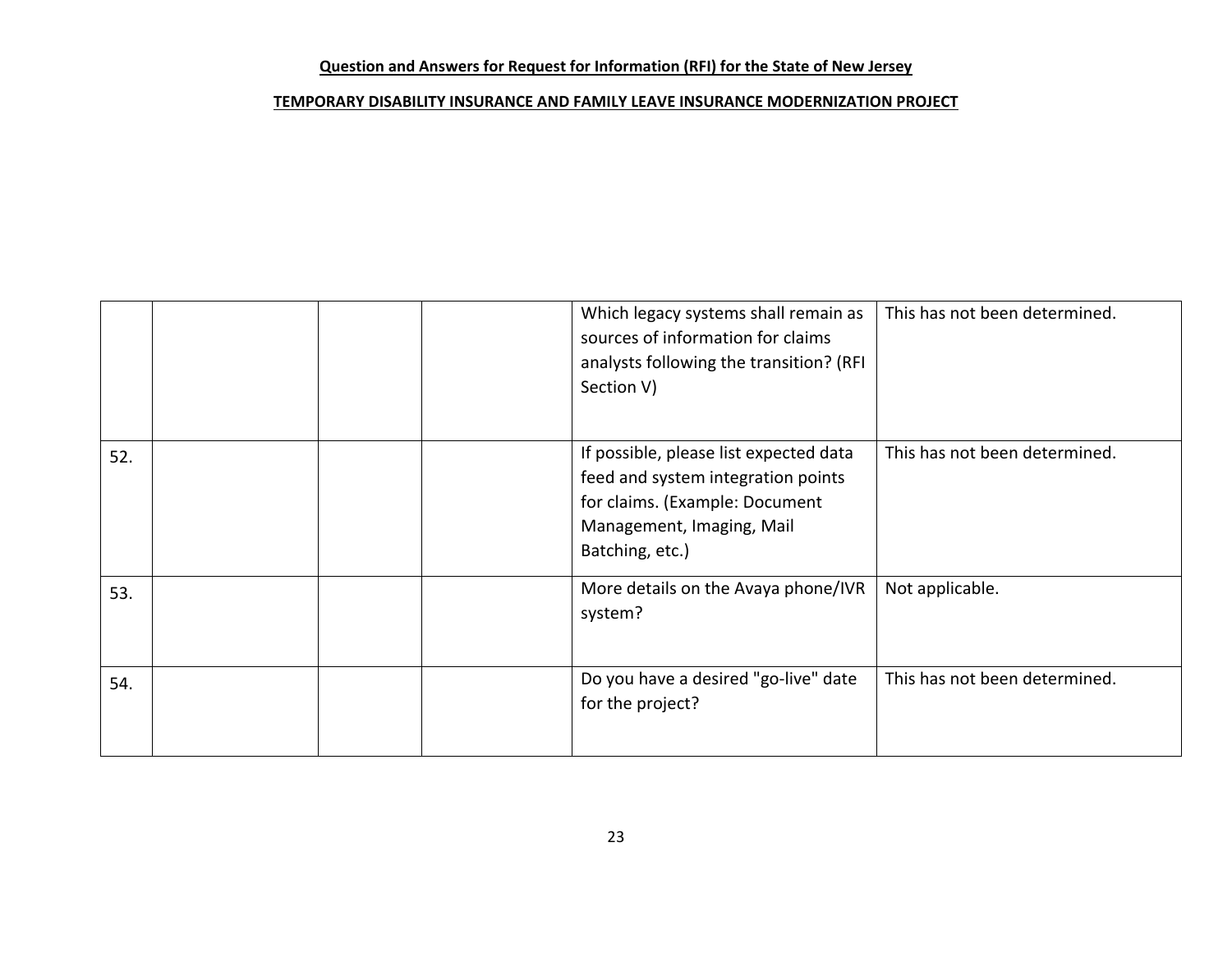**Question and Answers for Request for Information (RFI) for the State of New Jersey**

**TEMPORARY DISABILITY INSURANCE AND FAMILY LEAVE INSURANCE MODERNIZATION PROJECT**

| | | | | | |
|---|---|---|---|---|---|
| | | | | Which legacy systems shall remain as sources of information for claims analysts following the transition? (RFI Section V) | This has not been determined. |
| 52. | | | | If possible, please list expected data feed and system integration points for claims. (Example: Document Management, Imaging, Mail Batching, etc.) | This has not been determined. |
| 53. | | | | More details on the Avaya phone/IVR system? | Not applicable. |
| 54. | | | | Do you have a desired "go-live" date for the project? | This has not been determined. |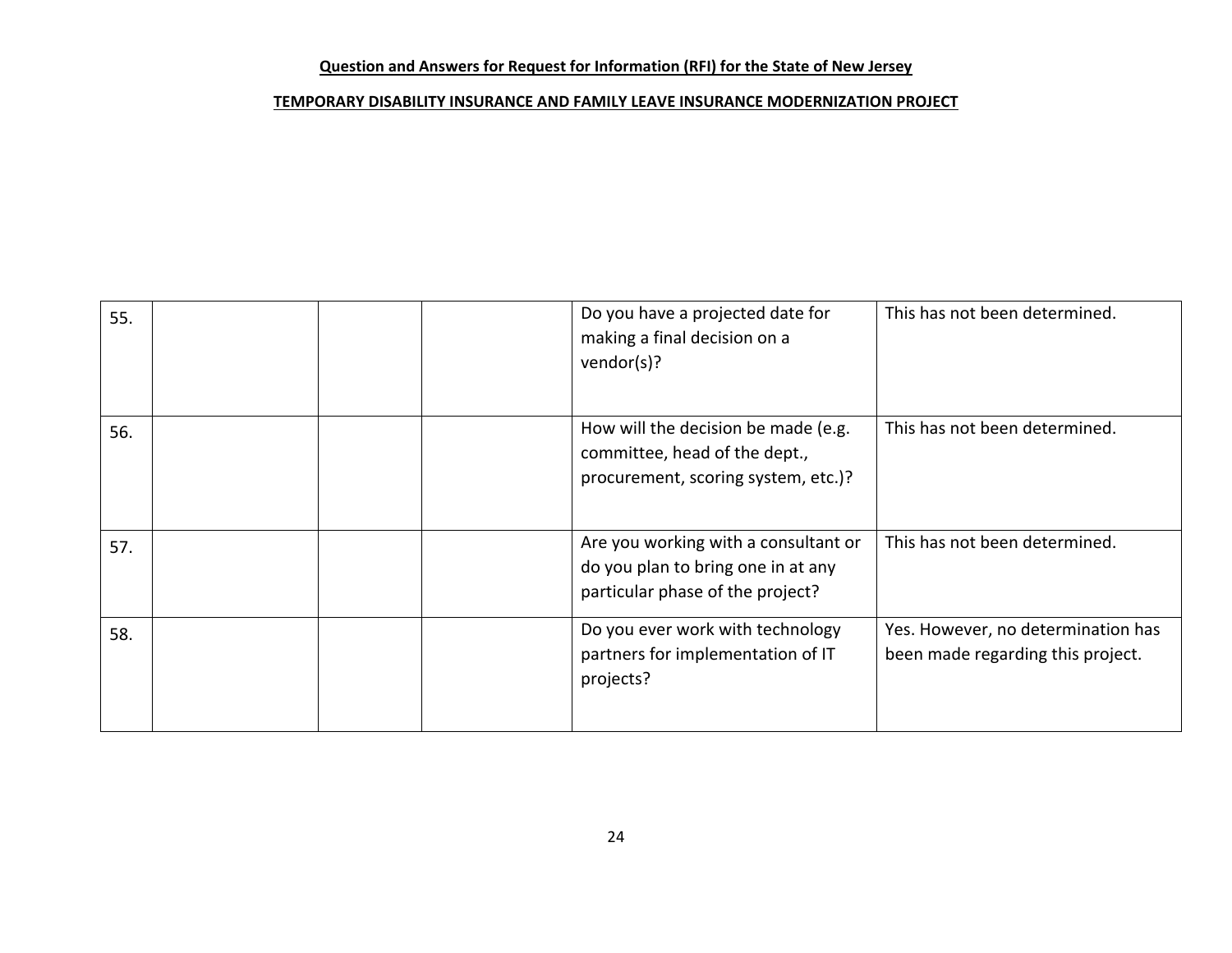**Question and Answers for Request for Information (RFI) for the State of New Jersey**

**TEMPORARY DISABILITY INSURANCE AND FAMILY LEAVE INSURANCE MODERNIZATION PROJECT**

| | | | | | |
|---|---|---|---|---|---|
| 55. | | | | Do you have a projected date for making a final decision on a vendor(s)? | This has not been determined. |
| 56. | | | | How will the decision be made (e.g. committee, head of the dept., procurement, scoring system, etc.)? | This has not been determined. |
| 57. | | | | Are you working with a consultant or do you plan to bring one in at any particular phase of the project? | This has not been determined. |
| 58. | | | | Do you ever work with technology partners for implementation of IT projects? | Yes. However, no determination has been made regarding this project. |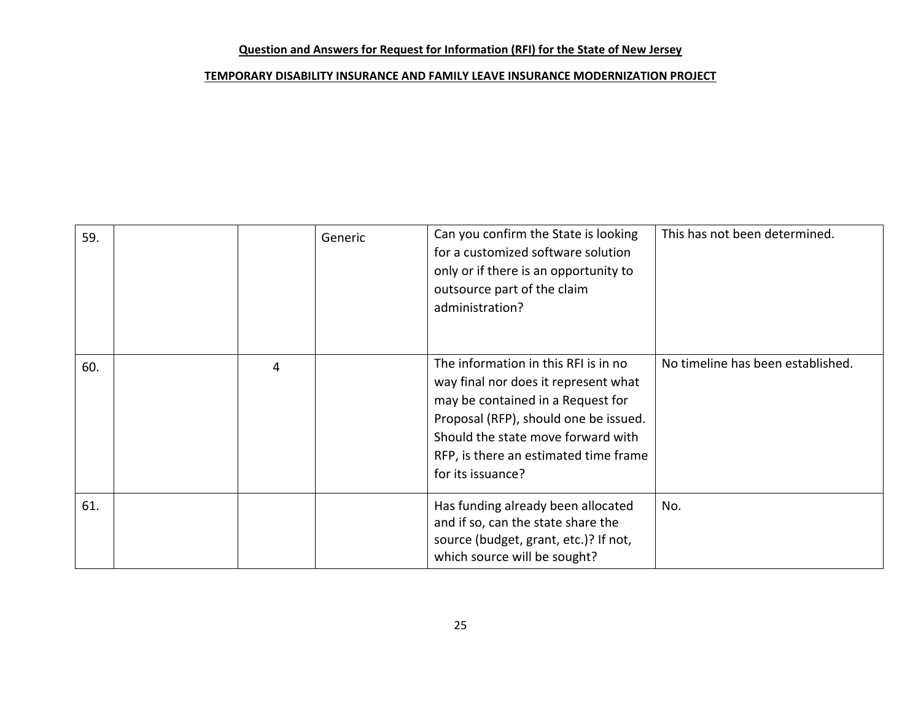**Question and Answers for Request for Information (RFI) for the State of New Jersey**

**TEMPORARY DISABILITY INSURANCE AND FAMILY LEAVE INSURANCE MODERNIZATION PROJECT**

| | | | | | |
|---|---|---|---|---|---|
| 59. | | | Generic | Can you confirm the State is looking for a customized software solution only or if there is an opportunity to outsource part of the claim administration? | This has not been determined. |
| 60. | | 4 | | The information in this RFI is in no way final nor does it represent what may be contained in a Request for Proposal (RFP), should one be issued. Should the state move forward with RFP, is there an estimated time frame for its issuance? | No timeline has been established. |
| 61. | | | | Has funding already been allocated and if so, can the state share the source (budget, grant, etc.)? If not, which source will be sought? | No. |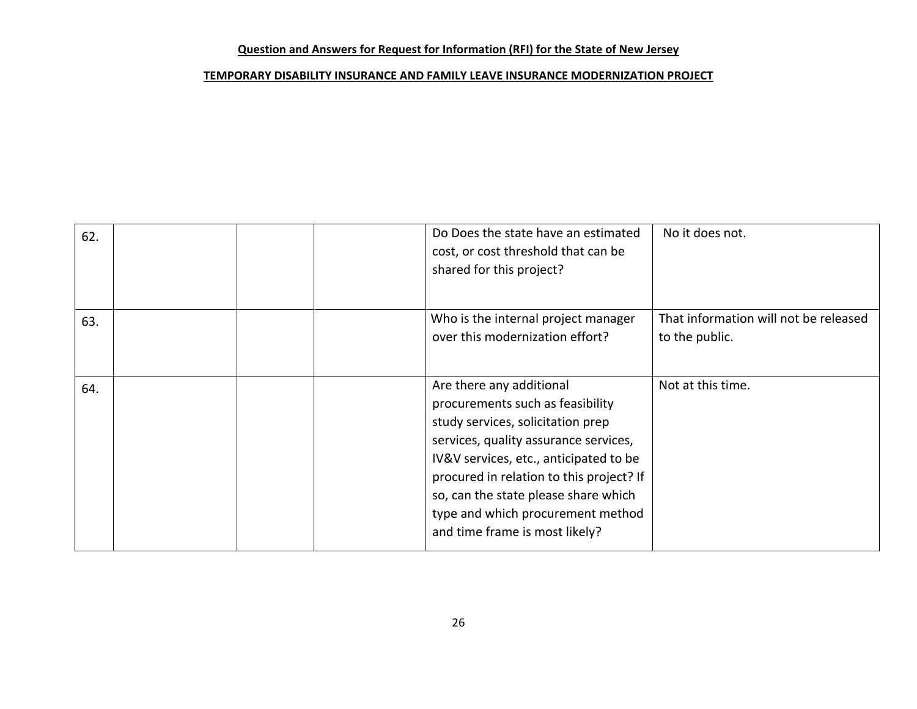**Question and Answers for Request for Information (RFI) for the State of New Jersey**

**TEMPORARY DISABILITY INSURANCE AND FAMILY LEAVE INSURANCE MODERNIZATION PROJECT**

| | | | | | |
|---|---|---|---|---|---|
| 62. | | | | Do Does the state have an estimated cost, or cost threshold that can be shared for this project? | No it does not. |
| 63. | | | | Who is the internal project manager over this modernization effort? | That information will not be released to the public. |
| 64. | | | | Are there any additional procurements such as feasibility study services, solicitation prep services, quality assurance services, IV&V services, etc., anticipated to be procured in relation to this project? If so, can the state please share which type and which procurement method and time frame is most likely? | Not at this time. |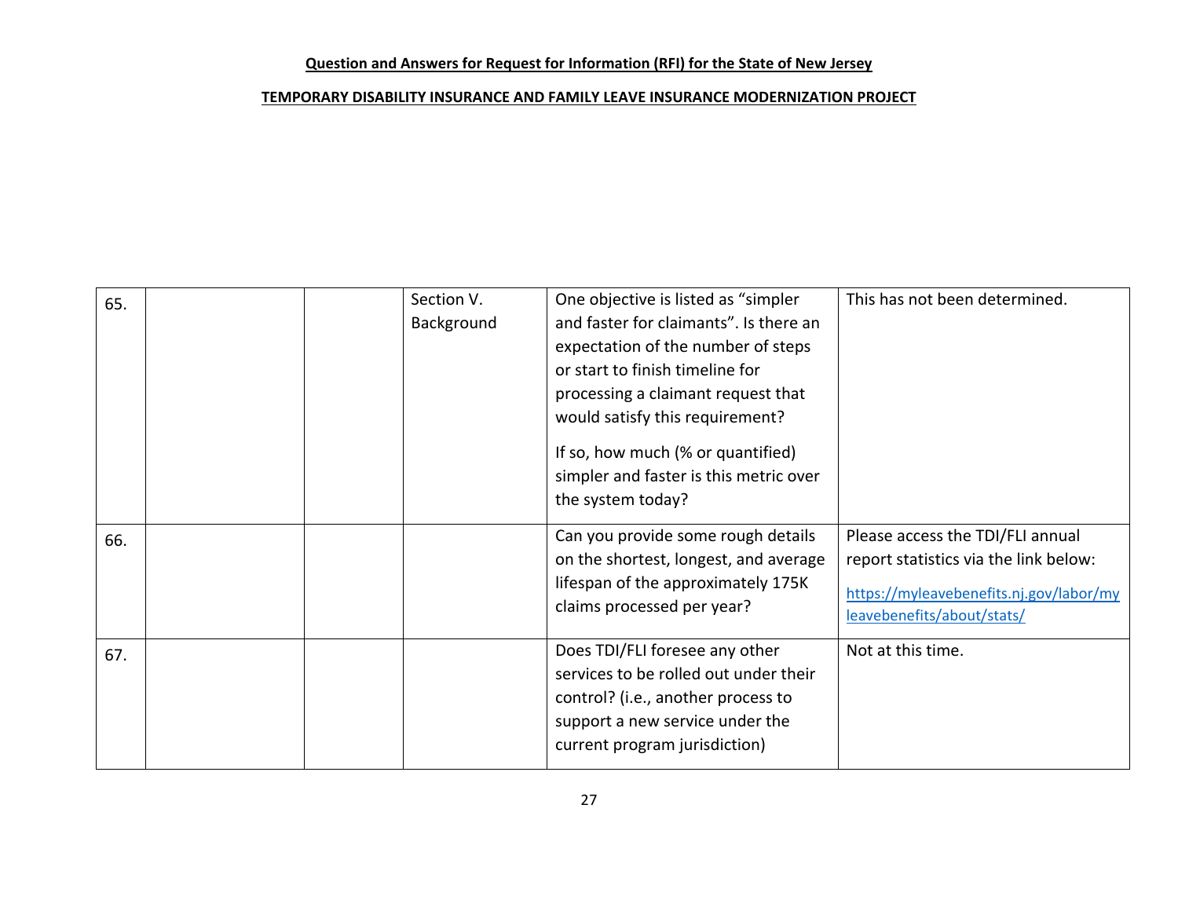**Question and Answers for Request for Information (RFI) for the State of New Jersey**

**TEMPORARY DISABILITY INSURANCE AND FAMILY LEAVE INSURANCE MODERNIZATION PROJECT**

| | | | | | |
|---|---|---|---|---|---|
| 65. | | | Section V. Background | One objective is listed as “simpler and faster for claimants”. Is there an expectation of the number of steps or start to finish timeline for processing a claimant request that would satisfy this requirement?<br><br>If so, how much (% or quantified) simpler and faster is this metric over the system today? | This has not been determined. |
| 66. | | | | Can you provide some rough details on the shortest, longest, and average lifespan of the approximately 175K claims processed per year? | Please access the TDI/FLI annual report statistics via the link below:<br><br>https://myleavebenefits.nj.gov/labor/myleavebenefits/about/stats/ |
| 67. | | | | Does TDI/FLI foresee any other services to be rolled out under their control? (i.e., another process to support a new service under the current program jurisdiction) | Not at this time. |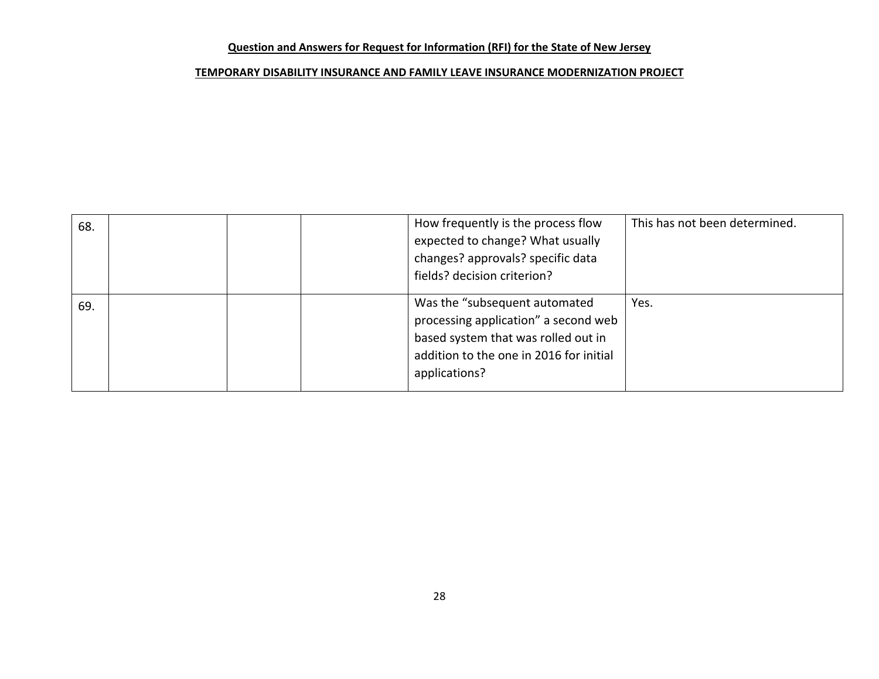**Question and Answers for Request for Information (RFI) for the State of New Jersey**

**TEMPORARY DISABILITY INSURANCE AND FAMILY LEAVE INSURANCE MODERNIZATION PROJECT**

| | | | | | |
|---|---|---|---|---|---|
| 68. | | | | How frequently is the process flow expected to change? What usually changes? approvals? specific data fields? decision criterion? | This has not been determined. |
| 69. | | | | Was the "subsequent automated processing application" a second web based system that was rolled out in addition to the one in 2016 for initial applications? | Yes. |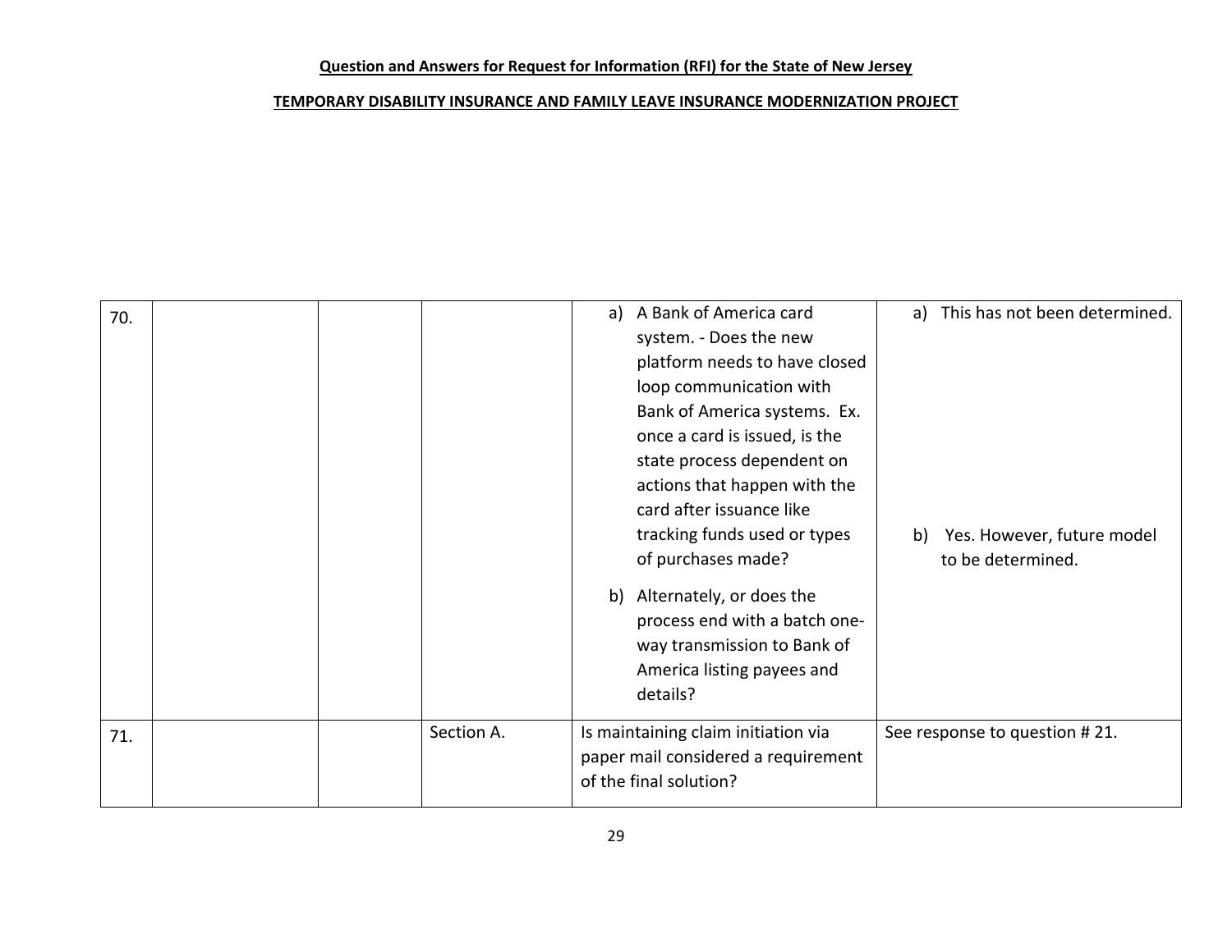**Question and Answers for Request for Information (RFI) for the State of New Jersey**

**TEMPORARY DISABILITY INSURANCE AND FAMILY LEAVE INSURANCE MODERNIZATION PROJECT**

| | | | | | |
|---|---|---|---|---|---|
| 70. | | | | a) A Bank of America card system. - Does the new platform needs to have closed loop communication with Bank of America systems. Ex. once a card is issued, is the state process dependent on actions that happen with the card after issuance like tracking funds used or types of purchases made?<br><br>b) Alternately, or does the process end with a batch one-way transmission to Bank of America listing payees and details? | a) This has not been determined.<br><br>b) Yes. However, future model to be determined. |
| 71. | | | Section A. | Is maintaining claim initiation via paper mail considered a requirement of the final solution? | See response to question # 21. |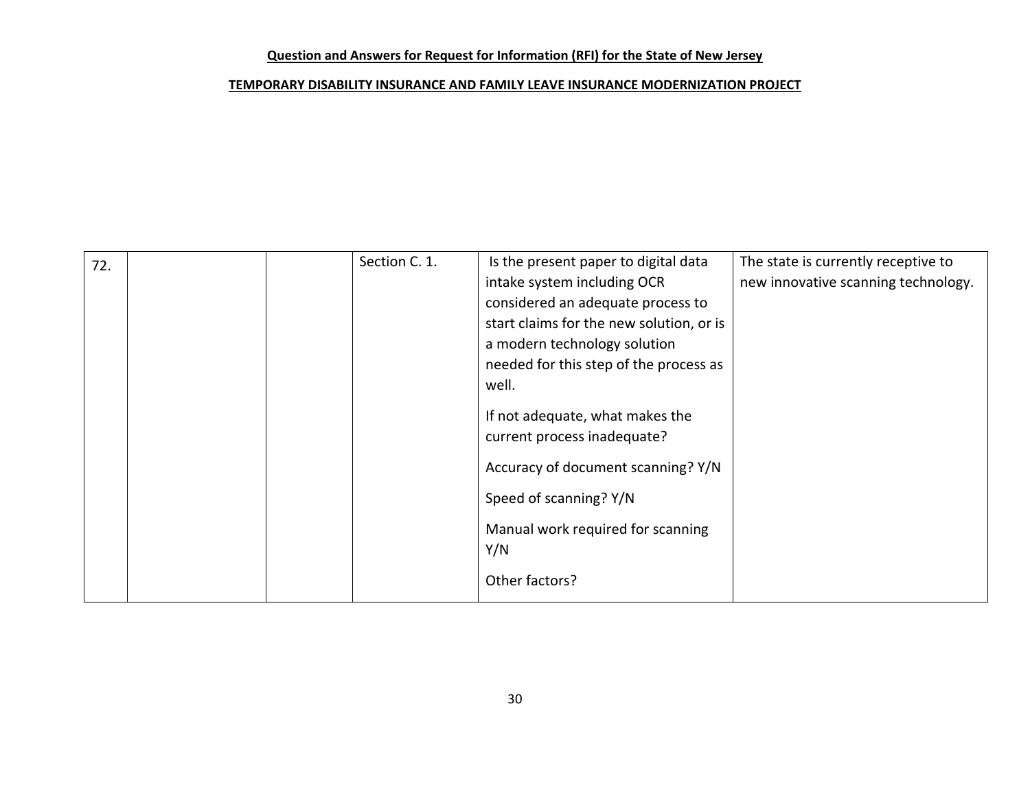**Question and Answers for Request for Information (RFI) for the State of New Jersey**

**TEMPORARY DISABILITY INSURANCE AND FAMILY LEAVE INSURANCE MODERNIZATION PROJECT**

| | | | | | |
|---|---|---|---|---|---|
| 72. | | | Section C. 1. | Is the present paper to digital data intake system including OCR considered an adequate process to start claims for the new solution, or is a modern technology solution needed for this step of the process as well.<br><br>If not adequate, what makes the current process inadequate?<br><br>Accuracy of document scanning? Y/N<br><br>Speed of scanning? Y/N<br><br>Manual work required for scanning Y/N<br><br>Other factors? | The state is currently receptive to new innovative scanning technology. |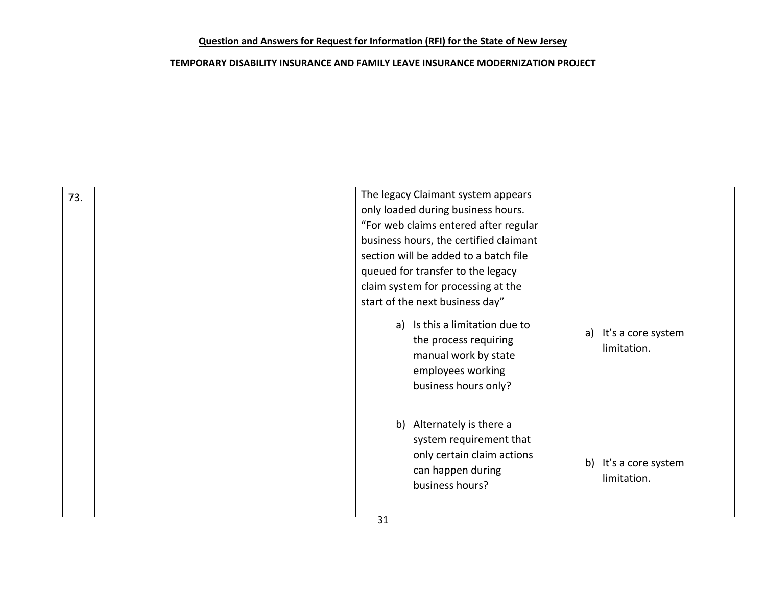**Question and Answers for Request for Information (RFI) for the State of New Jersey**

**TEMPORARY DISABILITY INSURANCE AND FAMILY LEAVE INSURANCE MODERNIZATION PROJECT**

| | | | | | |
|---|---|---|---|---|---|
| 73. | | | | The legacy Claimant system appears only loaded during business hours. "For web claims entered after regular business hours, the certified claimant section will be added to a batch file queued for transfer to the legacy claim system for processing at the start of the next business day"<br><br>a) Is this a limitation due to the process requiring manual work by state employees working business hours only?<br><br>b) Alternately is there a system requirement that only certain claim actions can happen during business hours? | a) It's a core system limitation.<br><br>b) It's a core system limitation. |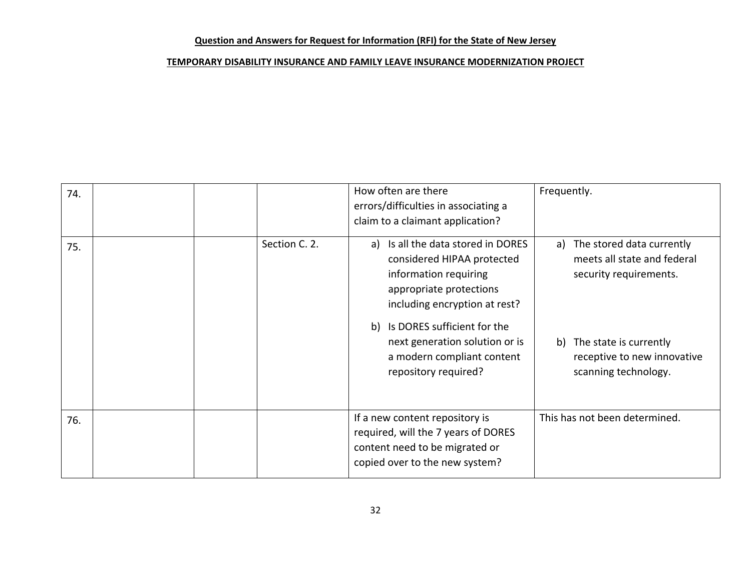**Question and Answers for Request for Information (RFI) for the State of New Jersey**

**TEMPORARY DISABILITY INSURANCE AND FAMILY LEAVE INSURANCE MODERNIZATION PROJECT**

| | | | | | |
|---|---|---|---|---|---|
| 74. | | | | How often are there errors/difficulties in associating a claim to a claimant application? | Frequently. |
| 75. | | | Section C. 2. | a) Is all the data stored in DORES considered HIPAA protected information requiring appropriate protections including encryption at rest?<br><br>b) Is DORES sufficient for the next generation solution or is a modern compliant content repository required? | a) The stored data currently meets all state and federal security requirements.<br><br>b) The state is currently receptive to new innovative scanning technology. |
| 76. | | | | If a new content repository is required, will the 7 years of DORES content need to be migrated or copied over to the new system? | This has not been determined. |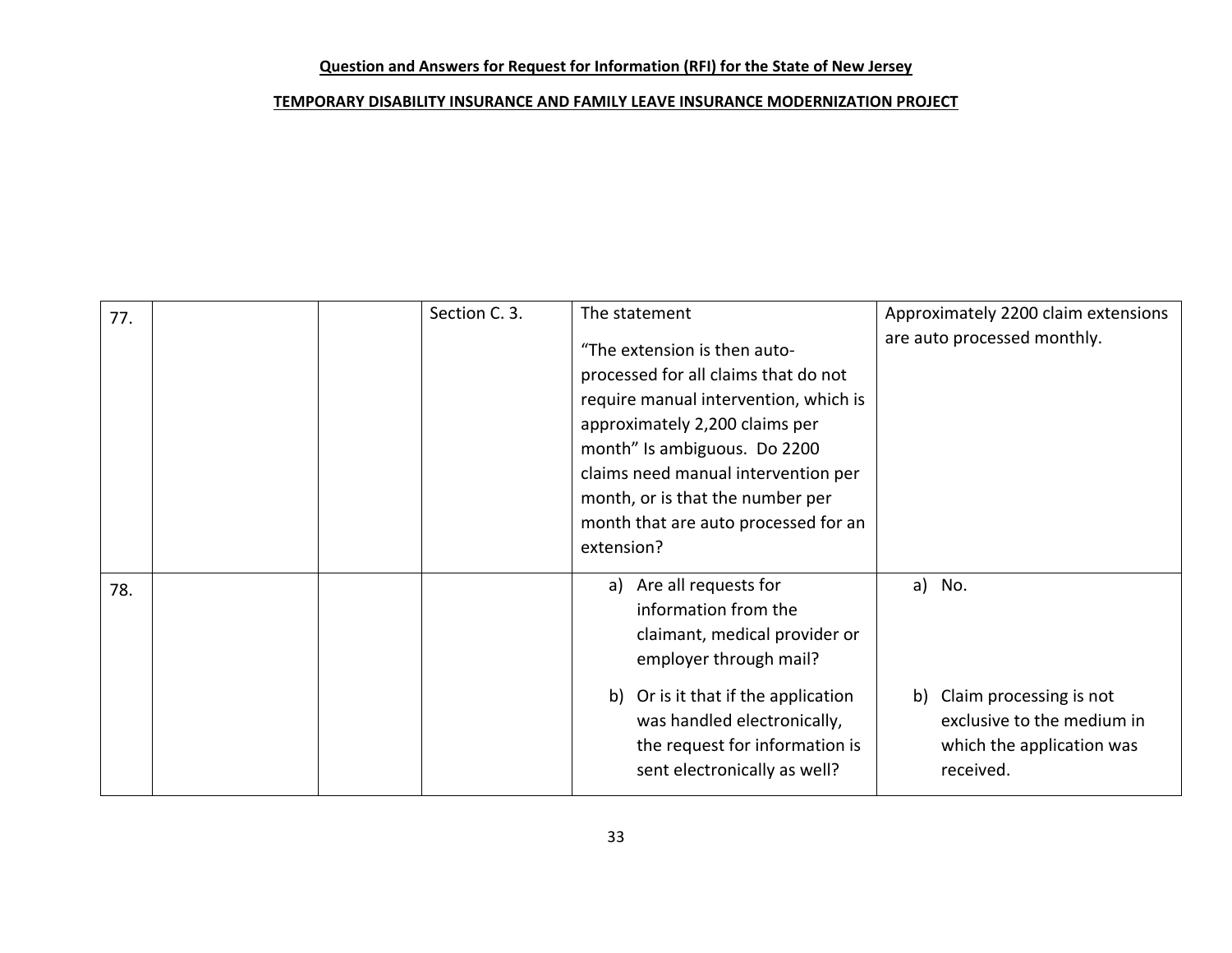**Question and Answers for Request for Information (RFI) for the State of New Jersey**

**TEMPORARY DISABILITY INSURANCE AND FAMILY LEAVE INSURANCE MODERNIZATION PROJECT**

| | | | | | |
|---|---|---|---|---|---|
| 77. | | | Section C. 3. | The statement<br><br>"The extension is then auto-processed for all claims that do not require manual intervention, which is approximately 2,200 claims per month" Is ambiguous. Do 2200 claims need manual intervention per month, or is that the number per month that are auto processed for an extension? | Approximately 2200 claim extensions are auto processed monthly. |
| 78. | | | | a) Are all requests for information from the claimant, medical provider or employer through mail?<br><br>b) Or is it that if the application was handled electronically, the request for information is sent electronically as well? | a) No.<br><br>b) Claim processing is not exclusive to the medium in which the application was received. |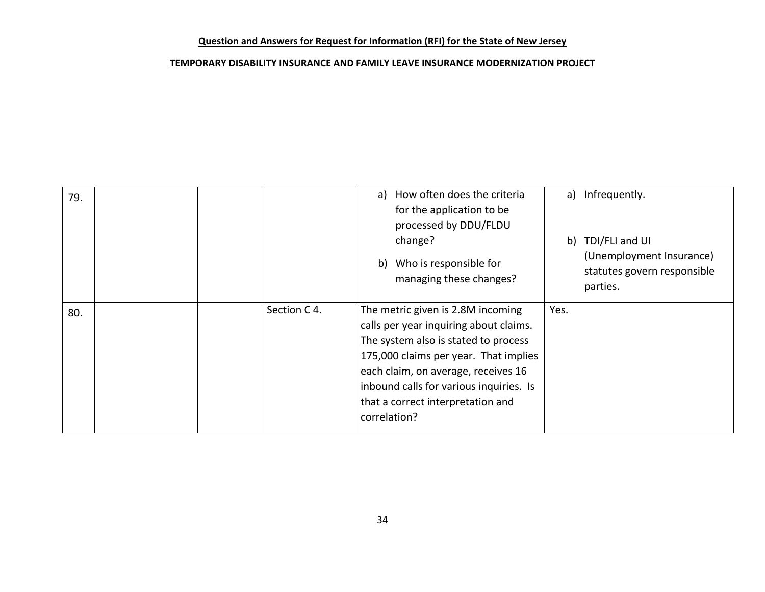**Question and Answers for Request for Information (RFI) for the State of New Jersey**

**TEMPORARY DISABILITY INSURANCE AND FAMILY LEAVE INSURANCE MODERNIZATION PROJECT**

| | | | | | |
|---|---|---|---|---|---|
| 79. | | | | a) How often does the criteria for the application to be processed by DDU/FLDU change?<br><br>b) Who is responsible for managing these changes? | a) Infrequently.<br><br>b) TDI/FLI and UI (Unemployment Insurance) statutes govern responsible parties. |
| 80. | | | Section C 4. | The metric given is 2.8M incoming calls per year inquiring about claims. The system also is stated to process 175,000 claims per year. That implies each claim, on average, receives 16 inbound calls for various inquiries. Is that a correct interpretation and correlation? | Yes. |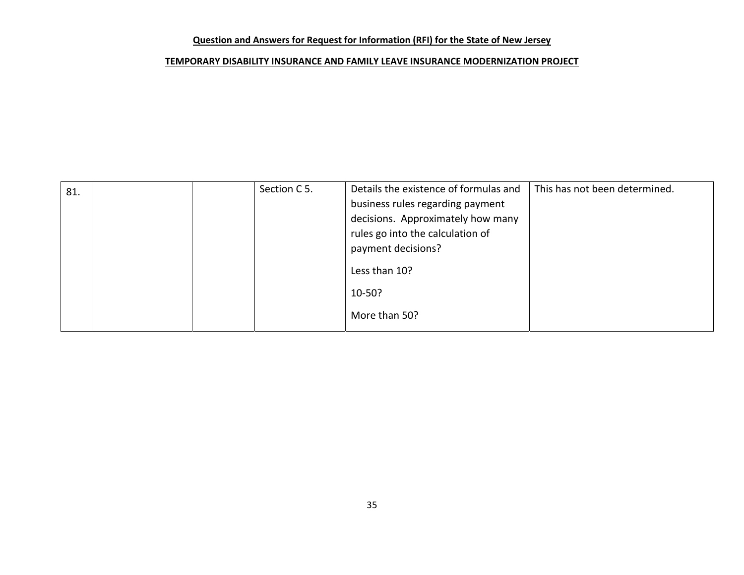**Question and Answers for Request for Information (RFI) for the State of New Jersey**

**TEMPORARY DISABILITY INSURANCE AND FAMILY LEAVE INSURANCE MODERNIZATION PROJECT**

| | | | | | |
|---|---|---|---|---|---|
| 81. | | | Section C 5. | Details the existence of formulas and business rules regarding payment decisions. Approximately how many rules go into the calculation of payment decisions?<br><br>Less than 10?<br><br>10-50?<br><br>More than 50? | This has not been determined. |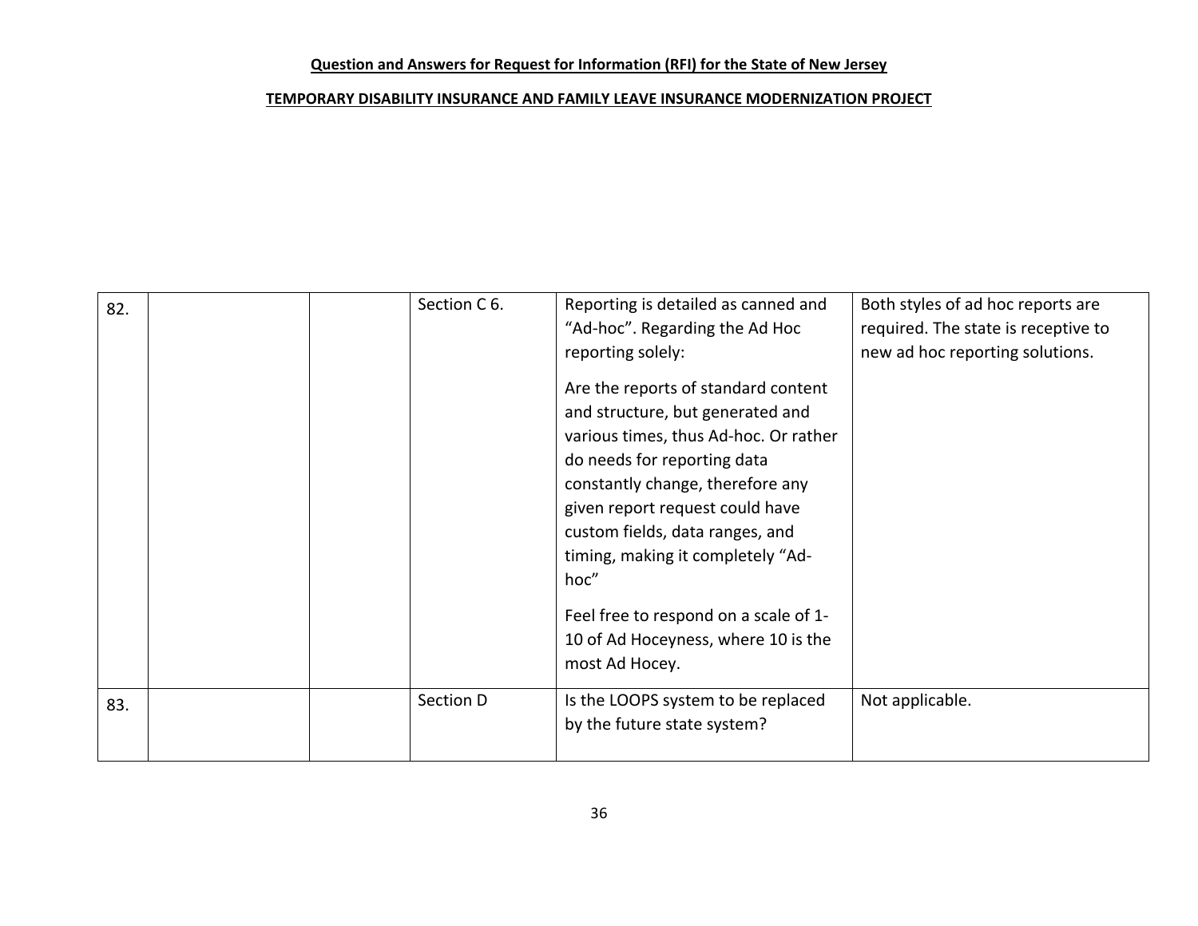**Question and Answers for Request for Information (RFI) for the State of New Jersey**

**TEMPORARY DISABILITY INSURANCE AND FAMILY LEAVE INSURANCE MODERNIZATION PROJECT**

| | | | | | |
|---|---|---|---|---|---|
| 82. | | | Section C 6. | Reporting is detailed as canned and "Ad-hoc". Regarding the Ad Hoc reporting solely:<br><br>Are the reports of standard content and structure, but generated and various times, thus Ad-hoc. Or rather do needs for reporting data constantly change, therefore any given report request could have custom fields, data ranges, and timing, making it completely "Ad-hoc"<br><br>Feel free to respond on a scale of 1-10 of Ad Hoceyness, where 10 is the most Ad Hocey. | Both styles of ad hoc reports are required. The state is receptive to new ad hoc reporting solutions. |
| 83. | | | Section D | Is the LOOPS system to be replaced by the future state system? | Not applicable. |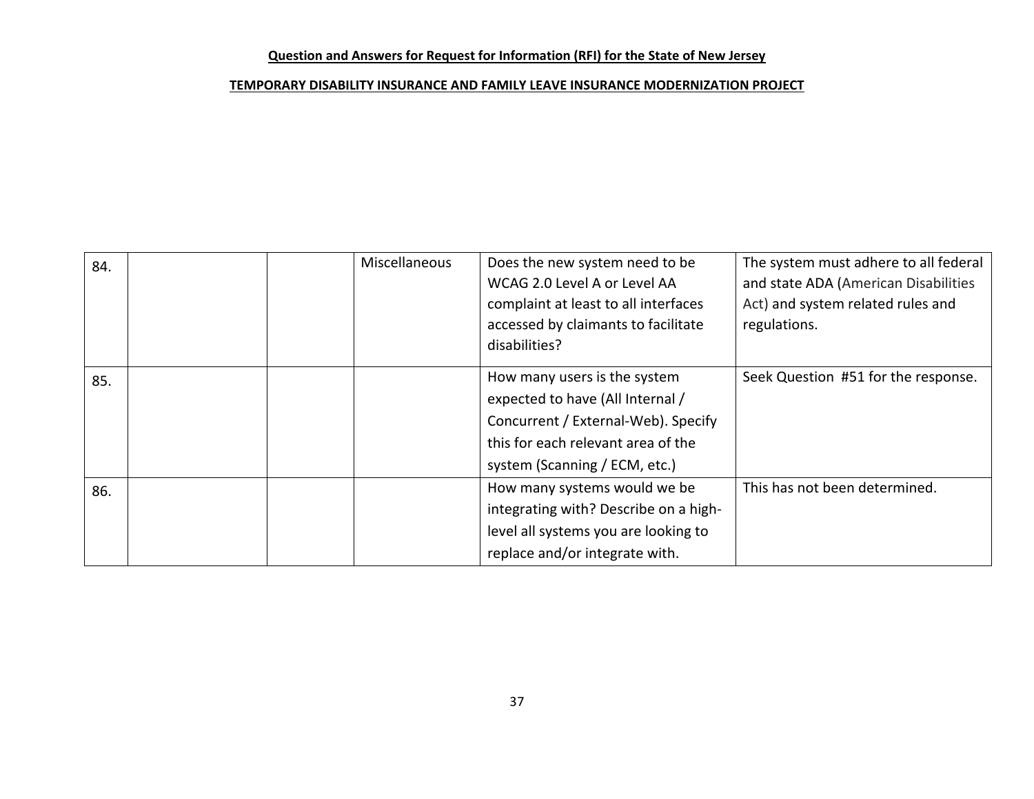**Question and Answers for Request for Information (RFI) for the State of New Jersey**

**TEMPORARY DISABILITY INSURANCE AND FAMILY LEAVE INSURANCE MODERNIZATION PROJECT**

| | | | | | |
|---|---|---|---|---|---|
| 84. | | | Miscellaneous | Does the new system need to be WCAG 2.0 Level A or Level AA complaint at least to all interfaces accessed by claimants to facilitate disabilities? | The system must adhere to all federal and state ADA (American Disabilities Act) and system related rules and regulations. |
| 85. | | | | How many users is the system expected to have (All Internal / Concurrent / External-Web). Specify this for each relevant area of the system (Scanning / ECM, etc.) | Seek Question #51 for the response. |
| 86. | | | | How many systems would we be integrating with? Describe on a high-level all systems you are looking to replace and/or integrate with. | This has not been determined. |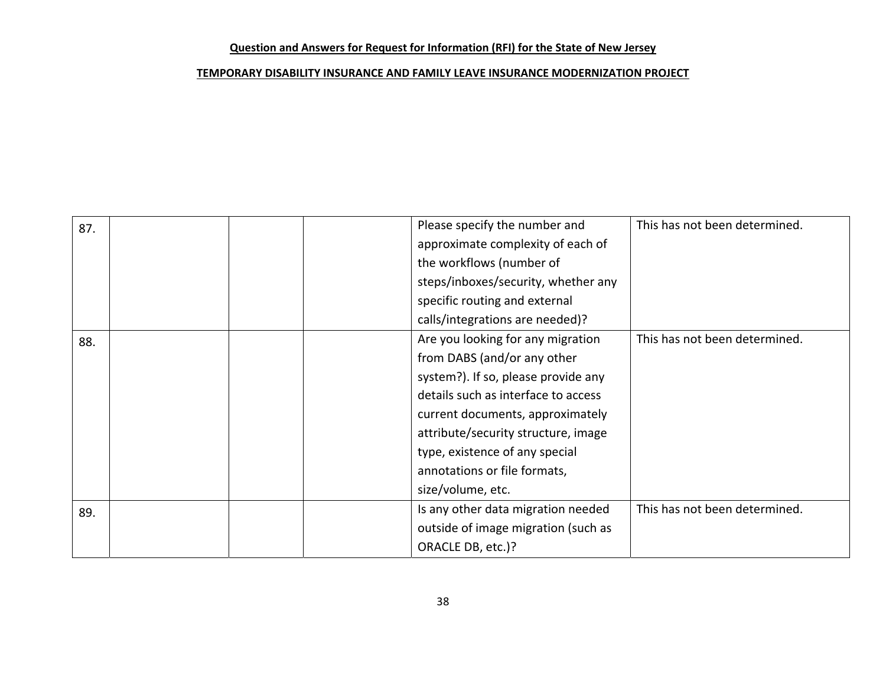**Question and Answers for Request for Information (RFI) for the State of New Jersey**

**TEMPORARY DISABILITY INSURANCE AND FAMILY LEAVE INSURANCE MODERNIZATION PROJECT**

| | | | | | |
|---|---|---|---|---|---|
| 87. | | | | Please specify the number and approximate complexity of each of the workflows (number of steps/inboxes/security, whether any specific routing and external calls/integrations are needed)? | This has not been determined. |
| 88. | | | | Are you looking for any migration from DABS (and/or any other system?). If so, please provide any details such as interface to access current documents, approximately attribute/security structure, image type, existence of any special annotations or file formats, size/volume, etc. | This has not been determined. |
| 89. | | | | Is any other data migration needed outside of image migration (such as ORACLE DB, etc.)? | This has not been determined. |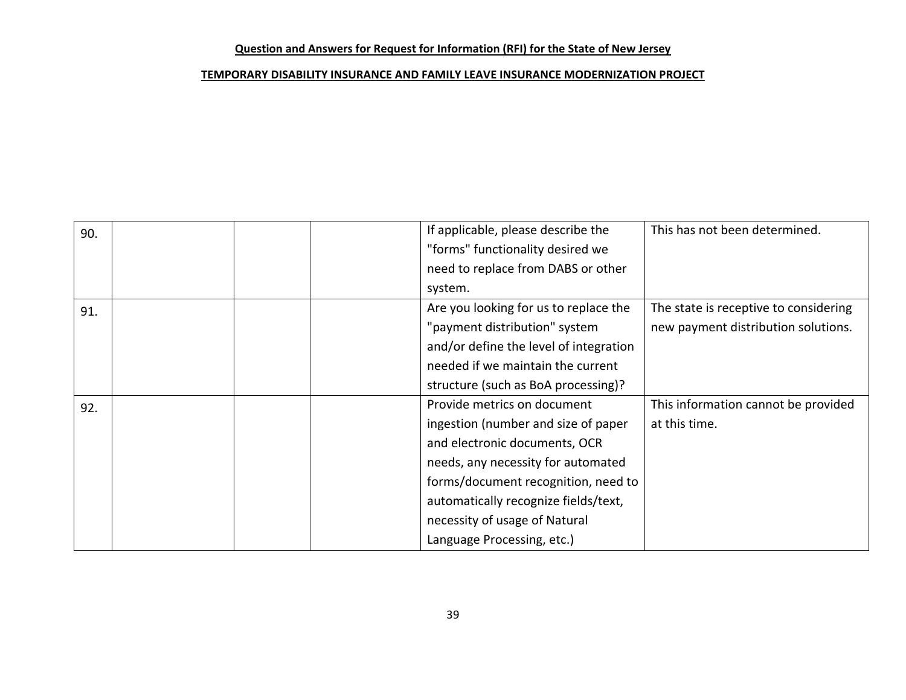**Question and Answers for Request for Information (RFI) for the State of New Jersey**

**TEMPORARY DISABILITY INSURANCE AND FAMILY LEAVE INSURANCE MODERNIZATION PROJECT**

| | | | | | |
|---|---|---|---|---|---|
| 90. | | | | If applicable, please describe the "forms" functionality desired we need to replace from DABS or other system. | This has not been determined. |
| 91. | | | | Are you looking for us to replace the "payment distribution" system and/or define the level of integration needed if we maintain the current structure (such as BoA processing)? | The state is receptive to considering new payment distribution solutions. |
| 92. | | | | Provide metrics on document ingestion (number and size of paper and electronic documents, OCR needs, any necessity for automated forms/document recognition, need to automatically recognize fields/text, necessity of usage of Natural Language Processing, etc.) | This information cannot be provided at this time. |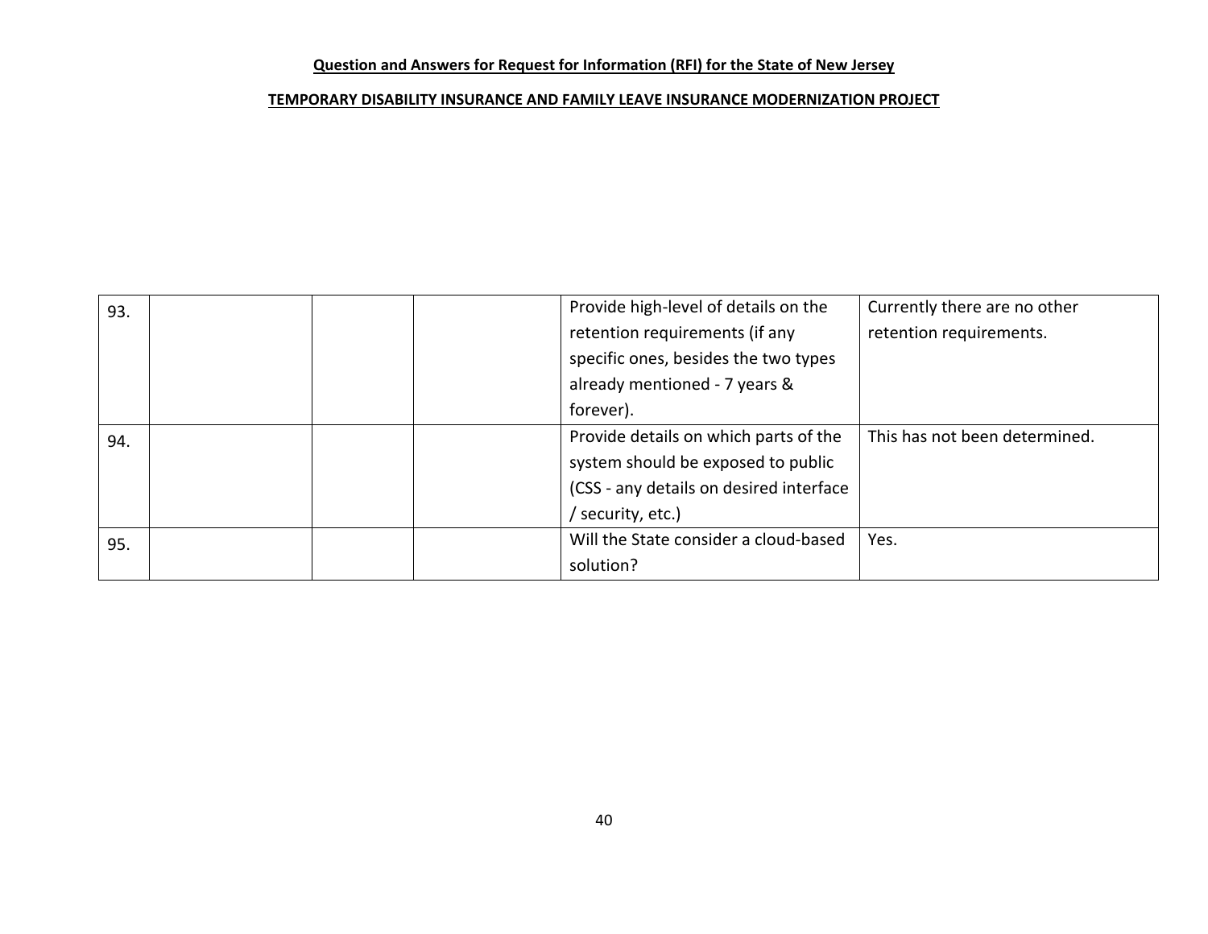**Question and Answers for Request for Information (RFI) for the State of New Jersey**

**TEMPORARY DISABILITY INSURANCE AND FAMILY LEAVE INSURANCE MODERNIZATION PROJECT**

| | | | | | |
|---|---|---|---|---|---|
| 93. | | | | Provide high-level of details on the retention requirements (if any specific ones, besides the two types already mentioned - 7 years & forever). | Currently there are no other retention requirements. |
| 94. | | | | Provide details on which parts of the system should be exposed to public (CSS - any details on desired interface / security, etc.) | This has not been determined. |
| 95. | | | | Will the State consider a cloud-based solution? | Yes. |